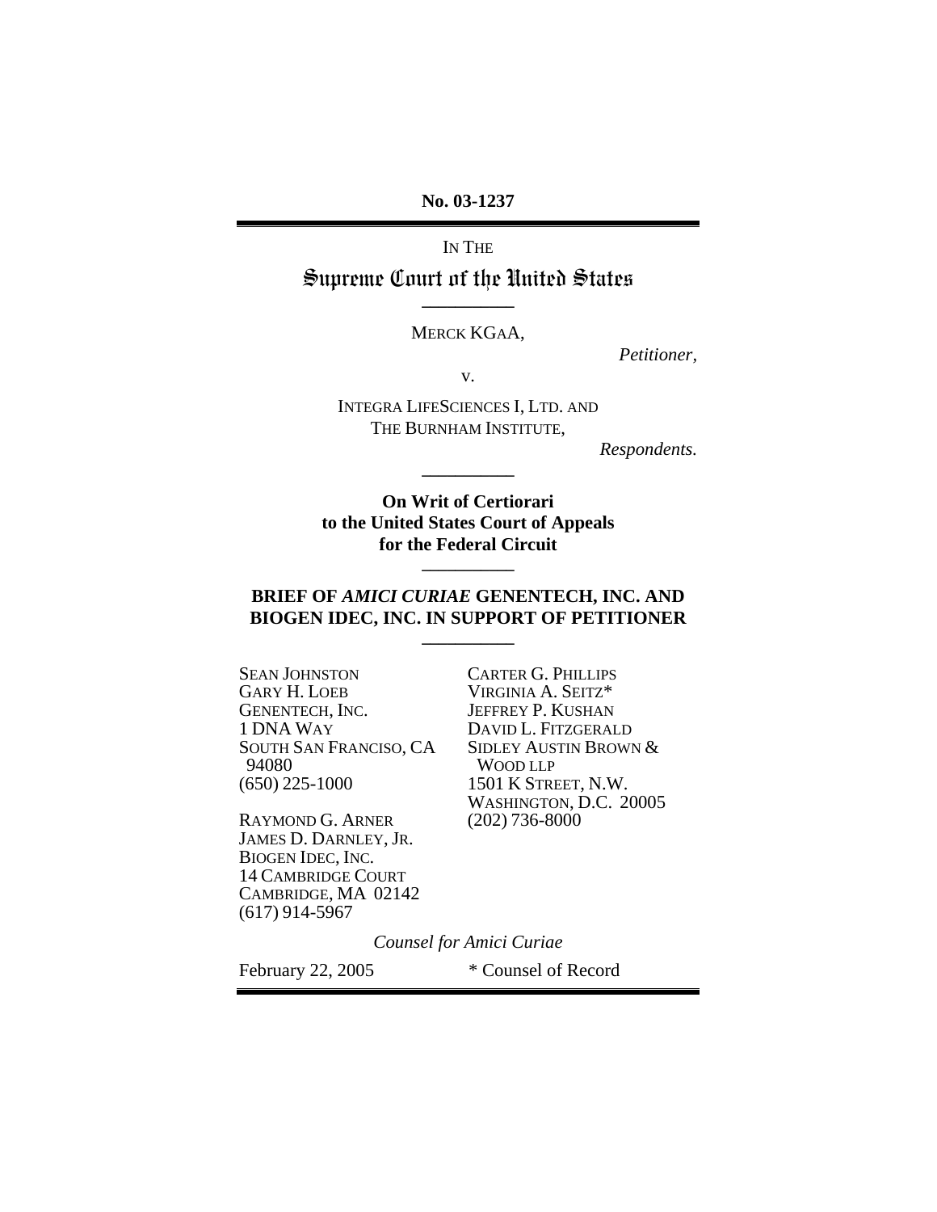No. 03-1237

---

IN THE

# Supreme Court of the United States

---

MERCK KGAA,

*Petitioner,*

v.

INTEGRA LIFESCIENCES I, LTD. AND
THE BURNHAM INSTITUTE,

*Respondents.*

---

**On Writ of Certiorari
to the United States Court of Appeals
for the Federal Circuit**

---

**BRIEF OF *AMICI CURIAE* GENENTECH, INC. AND BIOGEN IDEC, INC. IN SUPPORT OF PETITIONER**

---

SEAN JOHNSTON
GARY H. LOEB
GENENTECH, INC.
1 DNA WAY
SOUTH SAN FRANCISCO, CA 94080
(650) 225-1000

RAYMOND G. ARNER
JAMES D. DARNLEY, JR.
BIOGEN IDEC, INC.
14 CAMBRIDGE COURT
CAMBRIDGE, MA 02142
(617) 914-5967

CARTER G. PHILLIPS
VIRGINIA A. SEITZ*
JEFFREY P. KUSHAN
DAVID L. FITZGERALD
SIDLEY AUSTIN BROWN & WOOD LLP
1501 K STREET, N.W.
WASHINGTON, D.C. 20005
(202) 736-8000

*Counsel for Amici Curiae*

February 22, 2005

\* Counsel of Record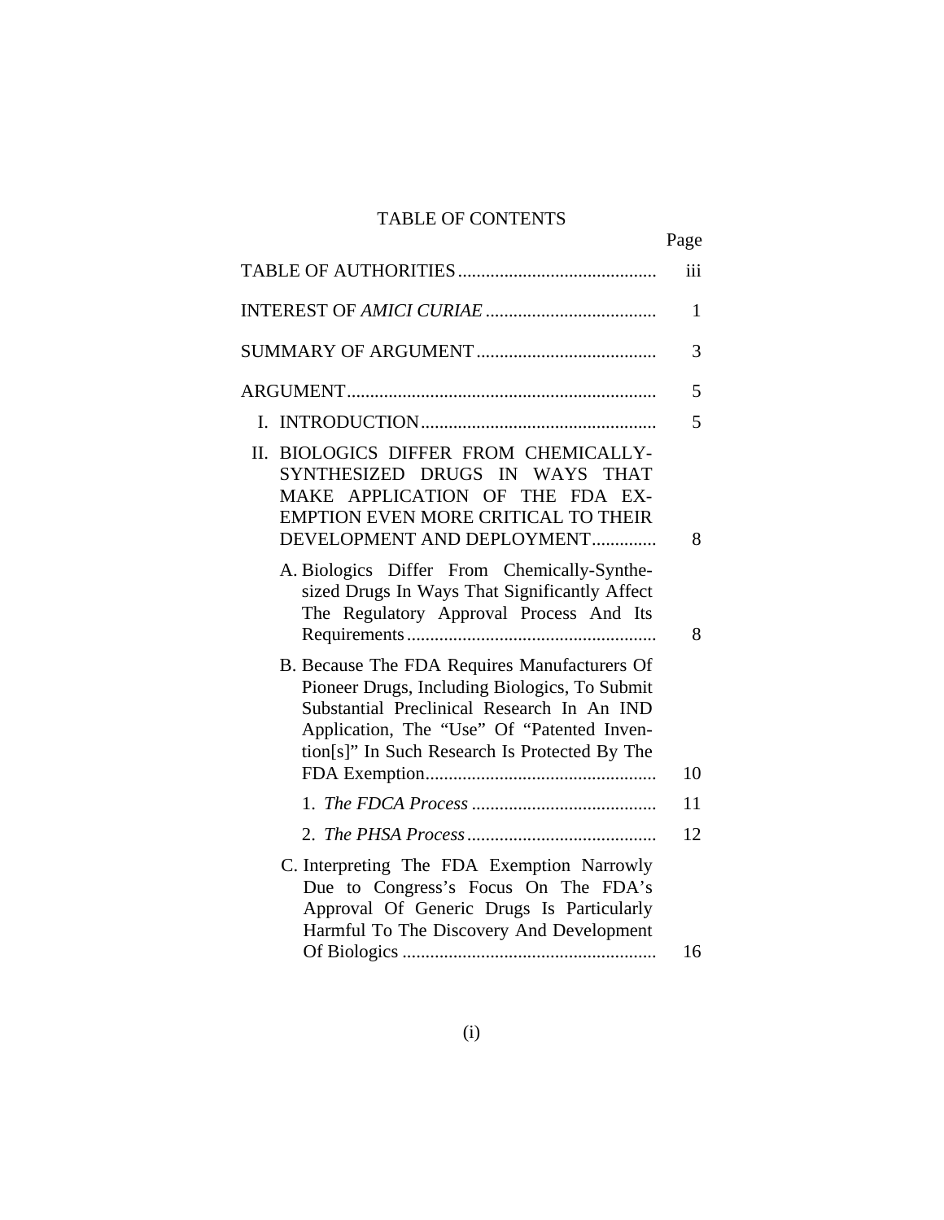# TABLE OF CONTENTS

| | Page |
|---|---|
| TABLE OF AUTHORITIES | iii |
| INTEREST OF *AMICI CURIAE* | 1 |
| SUMMARY OF ARGUMENT | 3 |
| ARGUMENT | 5 |
| I. INTRODUCTION | 5 |
| II. BIOLOGICS DIFFER FROM CHEMICALLY-SYNTHESIZED DRUGS IN WAYS THAT MAKE APPLICATION OF THE FDA EXEMPTION EVEN MORE CRITICAL TO THEIR DEVELOPMENT AND DEPLOYMENT | 8 |
| A. Biologics Differ From Chemically-Synthesized Drugs In Ways That Significantly Affect The Regulatory Approval Process And Its Requirements | 8 |
| B. Because The FDA Requires Manufacturers Of Pioneer Drugs, Including Biologics, To Submit Substantial Preclinical Research In An IND Application, The "Use" Of "Patented Invention[s]" In Such Research Is Protected By The FDA Exemption | 10 |
| 1. *The FDCA Process* | 11 |
| 2. *The PHSA Process* | 12 |
| C. Interpreting The FDA Exemption Narrowly Due to Congress's Focus On The FDA's Approval Of Generic Drugs Is Particularly Harmful To The Discovery And Development Of Biologics | 16 |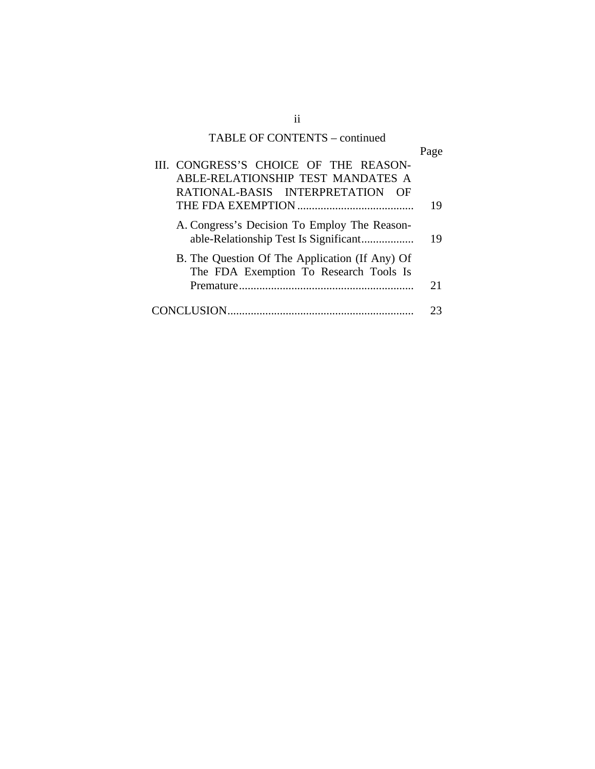TABLE OF CONTENTS – continued

| | Page |
|---|---|
| III. CONGRESS'S CHOICE OF THE REASONABLE-RELATIONSHIP TEST MANDATES A RATIONAL-BASIS INTERPRETATION OF THE FDA EXEMPTION | 19 |
| A. Congress's Decision To Employ The Reasonable-Relationship Test Is Significant | 19 |
| B. The Question Of The Application (If Any) Of The FDA Exemption To Research Tools Is Premature | 21 |
| CONCLUSION | 23 |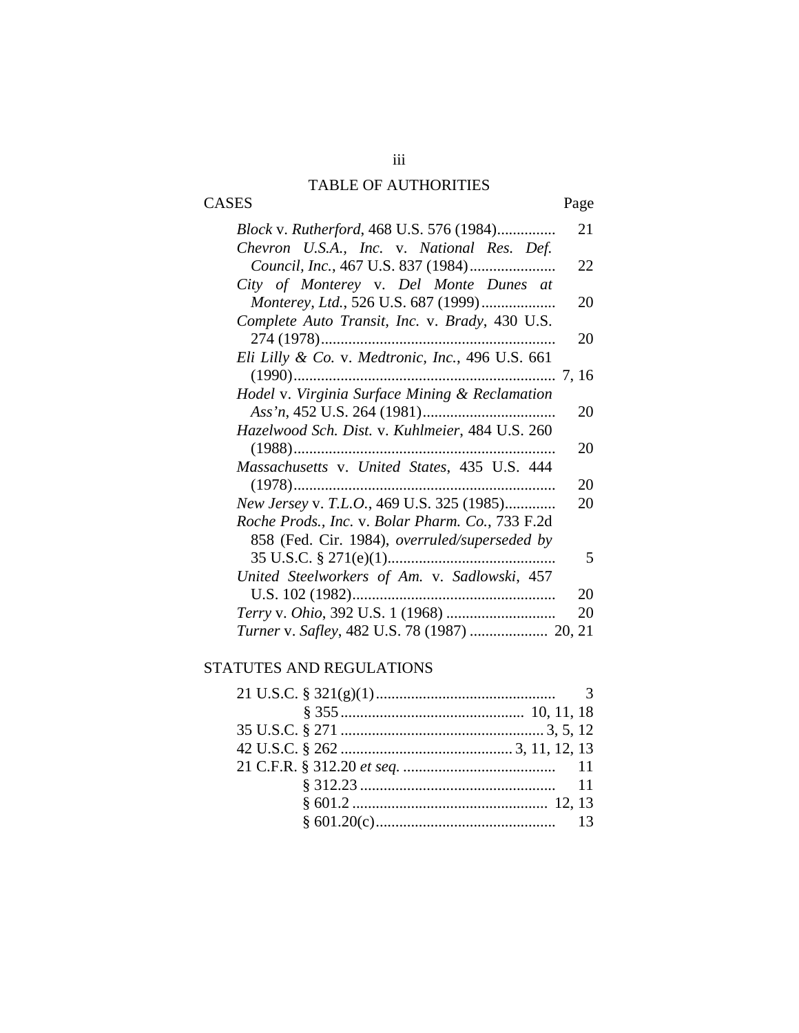# TABLE OF AUTHORITIES

| CASES | Page |
|---|---|
| *Block* v. *Rutherford*, 468 U.S. 576 (1984) | 21 |
| *Chevron U.S.A., Inc.* v. *National Res. Def. Council, Inc.*, 467 U.S. 837 (1984) | 22 |
| *City of Monterey* v. *Del Monte Dunes at Monterey, Ltd.*, 526 U.S. 687 (1999) | 20 |
| *Complete Auto Transit, Inc.* v. *Brady*, 430 U.S. 274 (1978) | 20 |
| *Eli Lilly & Co.* v. *Medtronic, Inc.*, 496 U.S. 661 (1990) | 7, 16 |
| *Hodel* v. *Virginia Surface Mining & Reclamation Ass'n*, 452 U.S. 264 (1981) | 20 |
| *Hazelwood Sch. Dist.* v. *Kuhlmeier*, 484 U.S. 260 (1988) | 20 |
| *Massachusetts* v. *United States*, 435 U.S. 444 (1978) | 20 |
| *New Jersey* v. *T.L.O.*, 469 U.S. 325 (1985) | 20 |
| *Roche Prods., Inc.* v. *Bolar Pharm. Co.*, 733 F.2d 858 (Fed. Cir. 1984), *overruled/superseded by* 35 U.S.C. § 271(e)(1) | 5 |
| *United Steelworkers of Am.* v. *Sadlowski*, 457 U.S. 102 (1982) | 20 |
| *Terry* v. *Ohio*, 392 U.S. 1 (1968) | 20 |
| *Turner* v. *Safley*, 482 U.S. 78 (1987) | 20, 21 |

| STATUTES AND REGULATIONS | |
|---|---|
| 21 U.S.C. § 321(g)(1) | 3 |
| § 355 | 10, 11, 18 |
| 35 U.S.C. § 271 | 3, 5, 12 |
| 42 U.S.C. § 262 | 3, 11, 12, 13 |
| 21 C.F.R. § 312.20 *et seq.* | 11 |
| § 312.23 | 11 |
| § 601.2 | 12, 13 |
| § 601.20(c) | 13 |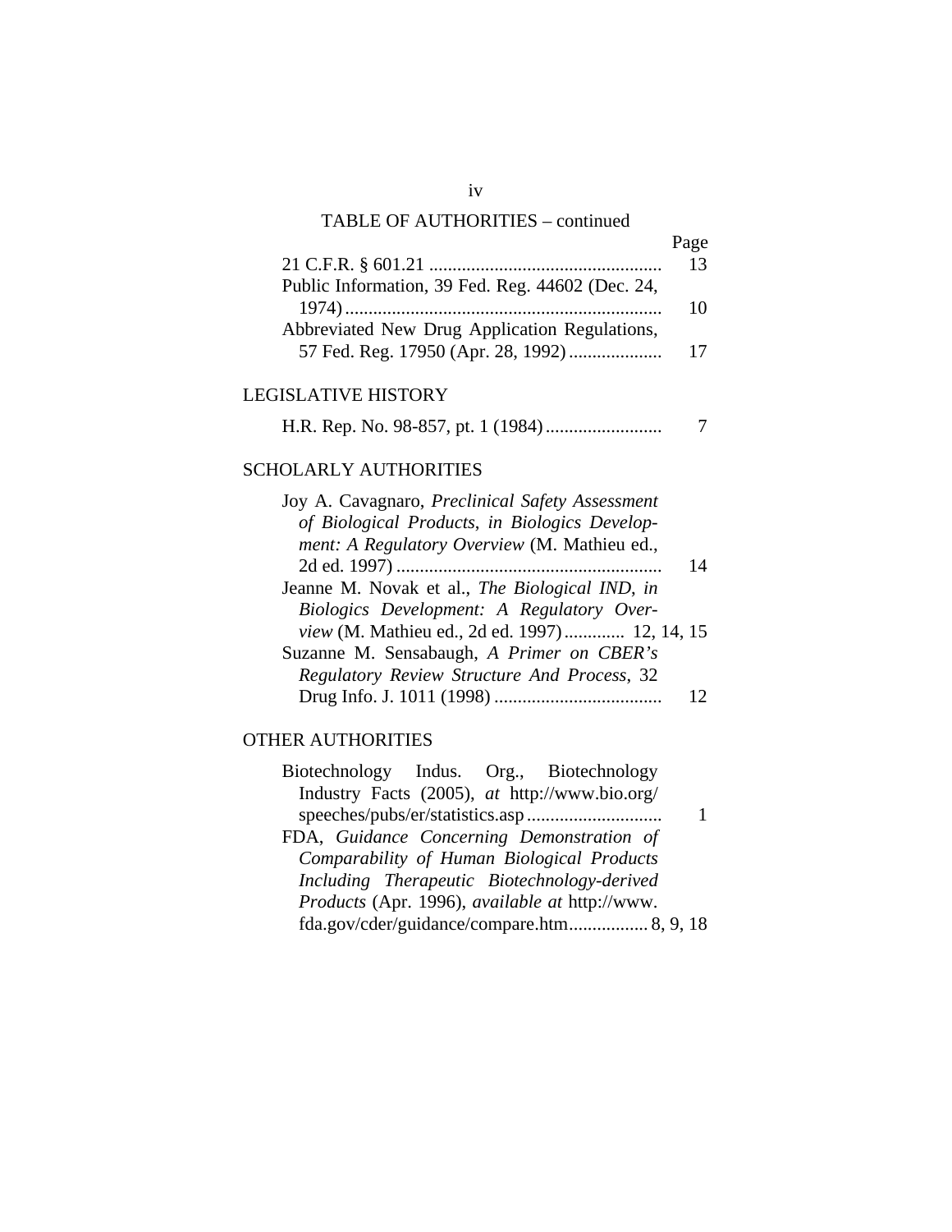## TABLE OF AUTHORITIES – continued

| | Page |
|---|---|
| 21 C.F.R. § 601.21 | 13 |
| Public Information, 39 Fed. Reg. 44602 (Dec. 24, 1974) | 10 |
| Abbreviated New Drug Application Regulations, 57 Fed. Reg. 17950 (Apr. 28, 1992) | 17 |

### LEGISLATIVE HISTORY

| | |
|---|---|
| H.R. Rep. No. 98-857, pt. 1 (1984) | 7 |

### SCHOLARLY AUTHORITIES

| | |
|---|---|
| Joy A. Cavagnaro, *Preclinical Safety Assessment of Biological Products*, *in Biologics Development: A Regulatory Overview* (M. Mathieu ed., 2d ed. 1997) | 14 |
| Jeanne M. Novak et al., *The Biological IND*, *in Biologics Development: A Regulatory Overview* (M. Mathieu ed., 2d ed. 1997) | 12, 14, 15 |
| Suzanne M. Sensabaugh, *A Primer on CBER's Regulatory Review Structure And Process*, 32 Drug Info. J. 1011 (1998) | 12 |

### OTHER AUTHORITIES

| | |
|---|---|
| Biotechnology Indus. Org., Biotechnology Industry Facts (2005), *at* http://www.bio.org/speeches/pubs/er/statistics.asp | 1 |
| FDA, *Guidance Concerning Demonstration of Comparability of Human Biological Products Including Therapeutic Biotechnology-derived Products* (Apr. 1996), *available at* http://www.fda.gov/cder/guidance/compare.htm | 8, 9, 18 |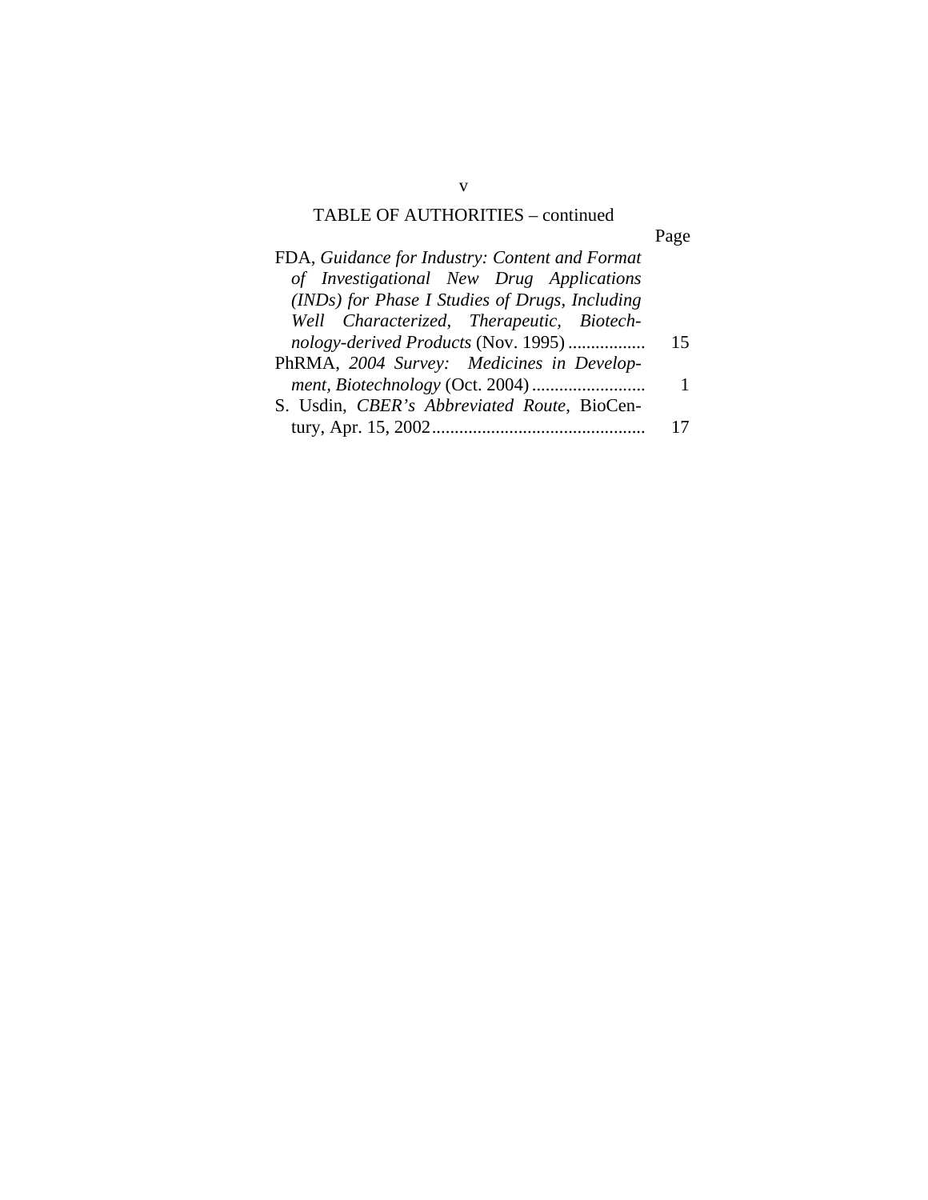TABLE OF AUTHORITIES – continued

| | Page |
|---|---|
| FDA, *Guidance for Industry: Content and Format of Investigational New Drug Applications (INDs) for Phase I Studies of Drugs, Including Well Characterized, Therapeutic, Biotechnology-derived Products* (Nov. 1995) | 15 |
| PhRMA, *2004 Survey: Medicines in Development, Biotechnology* (Oct. 2004) | 1 |
| S. Usdin, *CBER's Abbreviated Route*, BioCentury, Apr. 15, 2002 | 17 |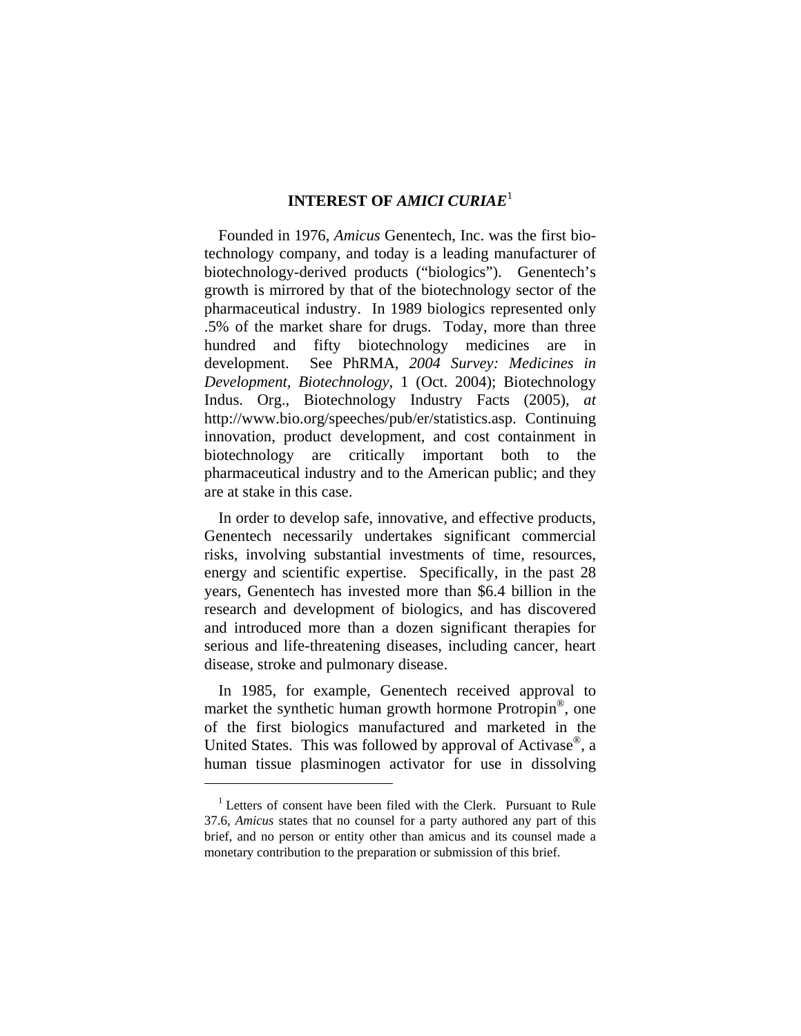## INTEREST OF *AMICI CURIAE*[1]

Founded in 1976, *Amicus* Genentech, Inc. was the first biotechnology company, and today is a leading manufacturer of biotechnology-derived products ("biologics"). Genentech's growth is mirrored by that of the biotechnology sector of the pharmaceutical industry. In 1989 biologics represented only .5% of the market share for drugs. Today, more than three hundred and fifty biotechnology medicines are in development. See PhRMA, *2004 Survey: Medicines in Development, Biotechnology*, 1 (Oct. 2004); Biotechnology Indus. Org., Biotechnology Industry Facts (2005), *at* http://www.bio.org/speeches/pub/er/statistics.asp. Continuing innovation, product development, and cost containment in biotechnology are critically important both to the pharmaceutical industry and to the American public; and they are at stake in this case.

In order to develop safe, innovative, and effective products, Genentech necessarily undertakes significant commercial risks, involving substantial investments of time, resources, energy and scientific expertise. Specifically, in the past 28 years, Genentech has invested more than $6.4 billion in the research and development of biologics, and has discovered and introduced more than a dozen significant therapies for serious and life-threatening diseases, including cancer, heart disease, stroke and pulmonary disease.

In 1985, for example, Genentech received approval to market the synthetic human growth hormone Protropin®, one of the first biologics manufactured and marketed in the United States. This was followed by approval of Activase®, a human tissue plasminogen activator for use in dissolving

[1] Letters of consent have been filed with the Clerk. Pursuant to Rule 37.6, *Amicus* states that no counsel for a party authored any part of this brief, and no person or entity other than amicus and its counsel made a monetary contribution to the preparation or submission of this brief.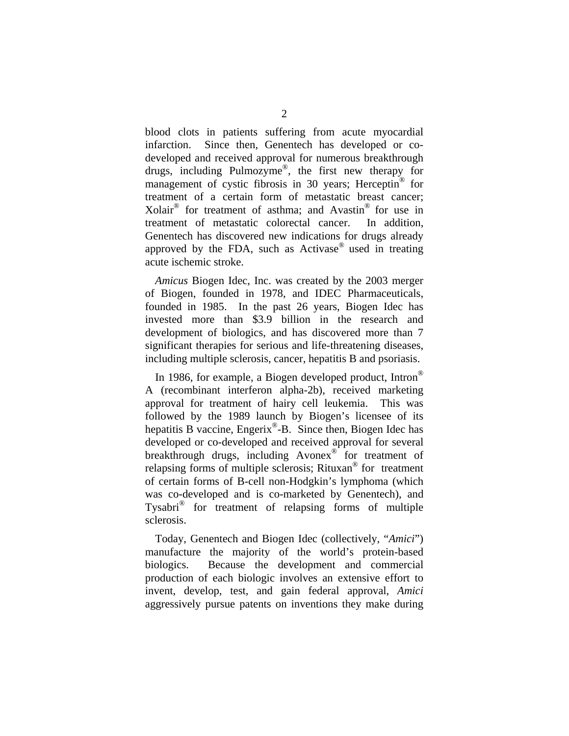blood clots in patients suffering from acute myocardial infarction. Since then, Genentech has developed or co-developed and received approval for numerous breakthrough drugs, including Pulmozyme®, the first new therapy for management of cystic fibrosis in 30 years; Herceptin® for treatment of a certain form of metastatic breast cancer; Xolair® for treatment of asthma; and Avastin® for use in treatment of metastatic colorectal cancer. In addition, Genentech has discovered new indications for drugs already approved by the FDA, such as Activase® used in treating acute ischemic stroke.

*Amicus* Biogen Idec, Inc. was created by the 2003 merger of Biogen, founded in 1978, and IDEC Pharmaceuticals, founded in 1985. In the past 26 years, Biogen Idec has invested more than \$3.9 billion in the research and development of biologics, and has discovered more than 7 significant therapies for serious and life-threatening diseases, including multiple sclerosis, cancer, hepatitis B and psoriasis.

In 1986, for example, a Biogen developed product, Intron® A (recombinant interferon alpha-2b), received marketing approval for treatment of hairy cell leukemia. This was followed by the 1989 launch by Biogen's licensee of its hepatitis B vaccine, Engerix®-B. Since then, Biogen Idec has developed or co-developed and received approval for several breakthrough drugs, including Avonex® for treatment of relapsing forms of multiple sclerosis; Rituxan® for treatment of certain forms of B-cell non-Hodgkin's lymphoma (which was co-developed and is co-marketed by Genentech), and Tysabri® for treatment of relapsing forms of multiple sclerosis.

Today, Genentech and Biogen Idec (collectively, "*Amici*") manufacture the majority of the world's protein-based biologics. Because the development and commercial production of each biologic involves an extensive effort to invent, develop, test, and gain federal approval, *Amici* aggressively pursue patents on inventions they make during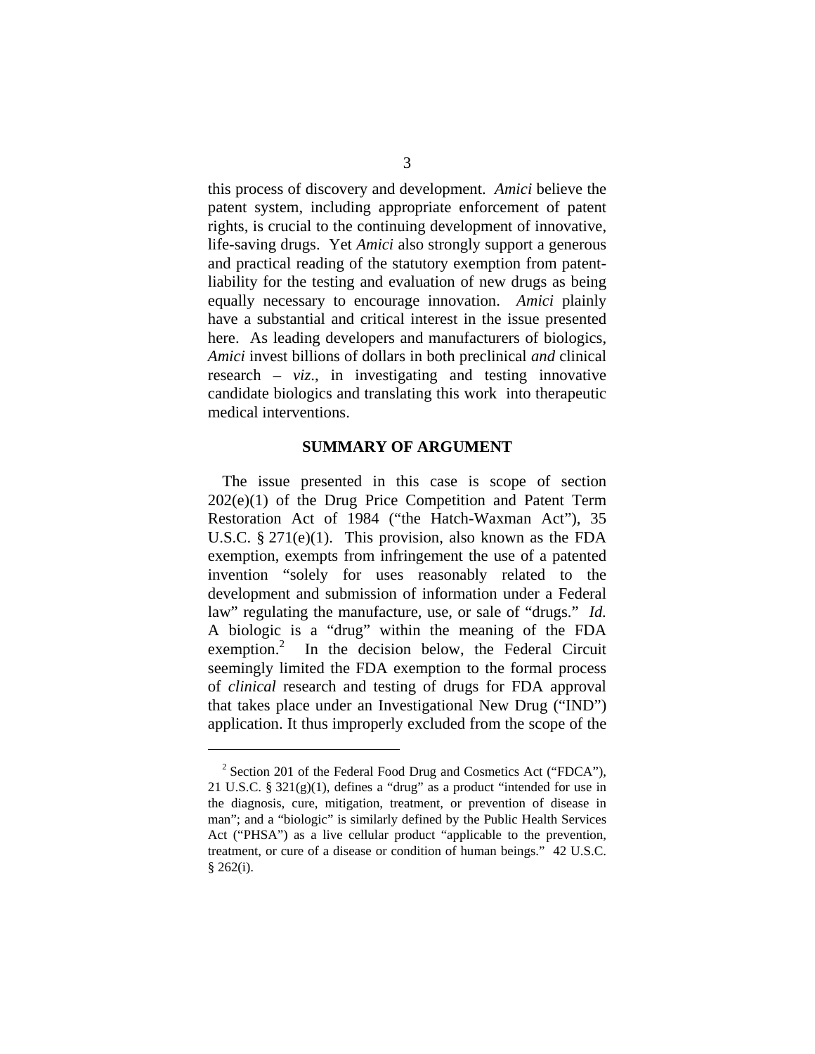this process of discovery and development. *Amici* believe the patent system, including appropriate enforcement of patent rights, is crucial to the continuing development of innovative, life-saving drugs. Yet *Amici* also strongly support a generous and practical reading of the statutory exemption from patent-liability for the testing and evaluation of new drugs as being equally necessary to encourage innovation. *Amici* plainly have a substantial and critical interest in the issue presented here. As leading developers and manufacturers of biologics, *Amici* invest billions of dollars in both preclinical *and* clinical research – *viz*., in investigating and testing innovative candidate biologics and translating this work into therapeutic medical interventions.

## SUMMARY OF ARGUMENT

The issue presented in this case is scope of section 202(e)(1) of the Drug Price Competition and Patent Term Restoration Act of 1984 ("the Hatch-Waxman Act"), 35 U.S.C. § 271(e)(1). This provision, also known as the FDA exemption, exempts from infringement the use of a patented invention "solely for uses reasonably related to the development and submission of information under a Federal law" regulating the manufacture, use, or sale of "drugs." *Id.* A biologic is a "drug" within the meaning of the FDA exemption.[2] In the decision below, the Federal Circuit seemingly limited the FDA exemption to the formal process of *clinical* research and testing of drugs for FDA approval that takes place under an Investigational New Drug ("IND") application. It thus improperly excluded from the scope of the

[2] Section 201 of the Federal Food Drug and Cosmetics Act ("FDCA"), 21 U.S.C. § 321(g)(1), defines a "drug" as a product "intended for use in the diagnosis, cure, mitigation, treatment, or prevention of disease in man"; and a "biologic" is similarly defined by the Public Health Services Act ("PHSA") as a live cellular product "applicable to the prevention, treatment, or cure of a disease or condition of human beings." 42 U.S.C. § 262(i).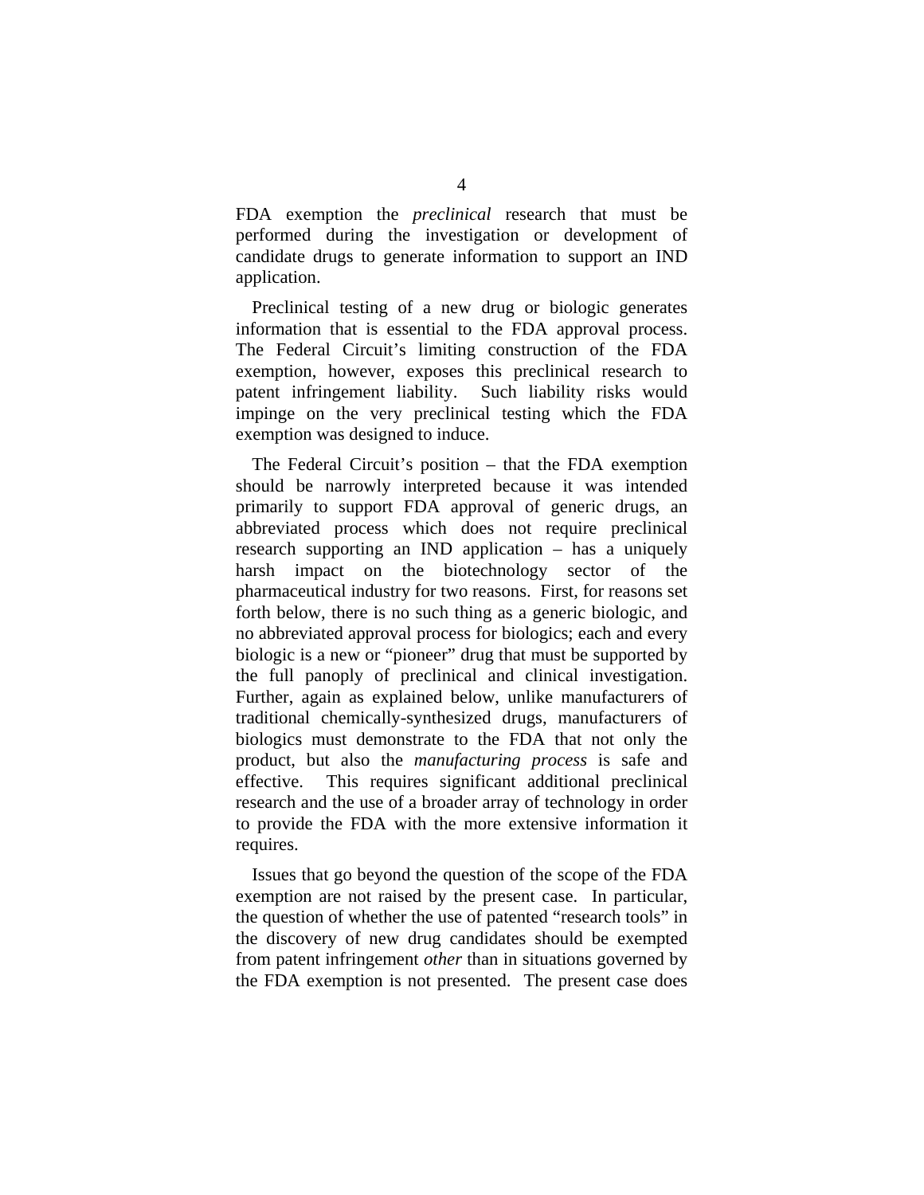FDA exemption the *preclinical* research that must be performed during the investigation or development of candidate drugs to generate information to support an IND application.

Preclinical testing of a new drug or biologic generates information that is essential to the FDA approval process. The Federal Circuit's limiting construction of the FDA exemption, however, exposes this preclinical research to patent infringement liability. Such liability risks would impinge on the very preclinical testing which the FDA exemption was designed to induce.

The Federal Circuit's position – that the FDA exemption should be narrowly interpreted because it was intended primarily to support FDA approval of generic drugs, an abbreviated process which does not require preclinical research supporting an IND application – has a uniquely harsh impact on the biotechnology sector of the pharmaceutical industry for two reasons. First, for reasons set forth below, there is no such thing as a generic biologic, and no abbreviated approval process for biologics; each and every biologic is a new or "pioneer" drug that must be supported by the full panoply of preclinical and clinical investigation. Further, again as explained below, unlike manufacturers of traditional chemically-synthesized drugs, manufacturers of biologics must demonstrate to the FDA that not only the product, but also the *manufacturing process* is safe and effective. This requires significant additional preclinical research and the use of a broader array of technology in order to provide the FDA with the more extensive information it requires.

Issues that go beyond the question of the scope of the FDA exemption are not raised by the present case. In particular, the question of whether the use of patented "research tools" in the discovery of new drug candidates should be exempted from patent infringement *other* than in situations governed by the FDA exemption is not presented. The present case does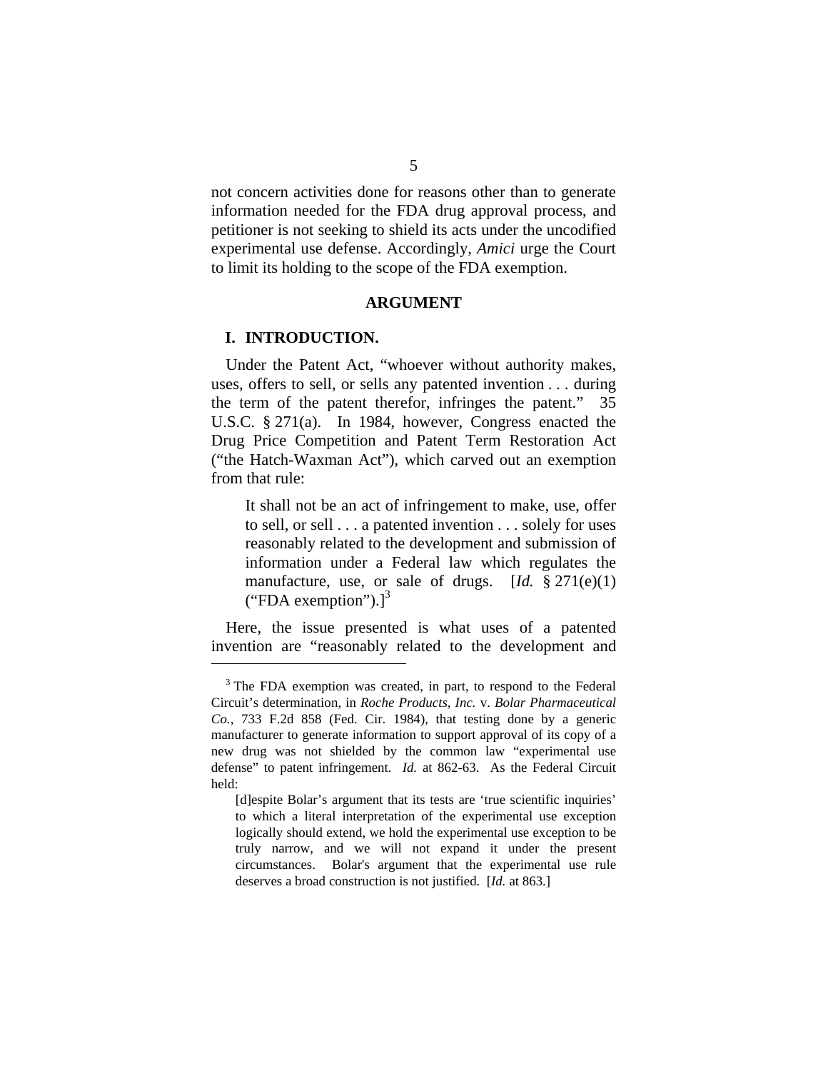not concern activities done for reasons other than to generate information needed for the FDA drug approval process, and petitioner is not seeking to shield its acts under the uncodified experimental use defense. Accordingly, *Amici* urge the Court to limit its holding to the scope of the FDA exemption.

## ARGUMENT

### I. INTRODUCTION.

Under the Patent Act, "whoever without authority makes, uses, offers to sell, or sells any patented invention . . . during the term of the patent therefor, infringes the patent." 35 U.S.C. § 271(a). In 1984, however, Congress enacted the Drug Price Competition and Patent Term Restoration Act ("the Hatch-Waxman Act"), which carved out an exemption from that rule:

> It shall not be an act of infringement to make, use, offer to sell, or sell . . . a patented invention . . . solely for uses reasonably related to the development and submission of information under a Federal law which regulates the manufacture, use, or sale of drugs. [*Id.* § 271(e)(1) ("FDA exemption").][3]

Here, the issue presented is what uses of a patented invention are "reasonably related to the development and

---

[3] The FDA exemption was created, in part, to respond to the Federal Circuit's determination, in *Roche Products, Inc.* v. *Bolar Pharmaceutical Co.*, 733 F.2d 858 (Fed. Cir. 1984), that testing done by a generic manufacturer to generate information to support approval of its copy of a new drug was not shielded by the common law "experimental use defense" to patent infringement. *Id.* at 862-63. As the Federal Circuit held:

> [d]espite Bolar's argument that its tests are 'true scientific inquiries' to which a literal interpretation of the experimental use exception logically should extend, we hold the experimental use exception to be truly narrow, and we will not expand it under the present circumstances. Bolar's argument that the experimental use rule deserves a broad construction is not justified. [*Id.* at 863.]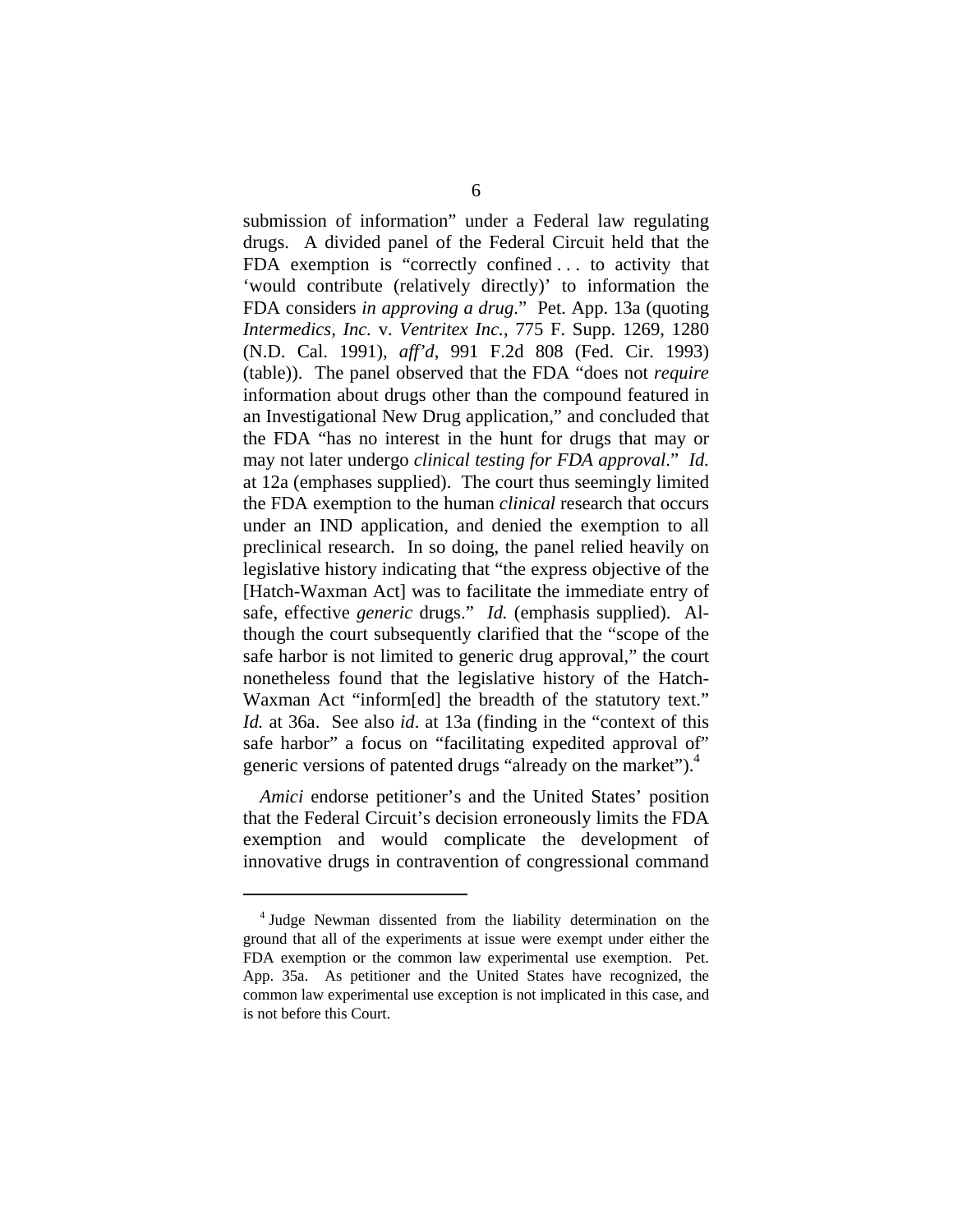submission of information" under a Federal law regulating drugs. A divided panel of the Federal Circuit held that the FDA exemption is "correctly confined . . . to activity that 'would contribute (relatively directly)' to information the FDA considers *in approving a drug*." Pet. App. 13a (quoting *Intermedics, Inc.* v. *Ventritex Inc.*, 775 F. Supp. 1269, 1280 (N.D. Cal. 1991), *aff'd*, 991 F.2d 808 (Fed. Cir. 1993) (table)). The panel observed that the FDA "does not *require* information about drugs other than the compound featured in an Investigational New Drug application," and concluded that the FDA "has no interest in the hunt for drugs that may or may not later undergo *clinical testing for FDA approval*." *Id.* at 12a (emphases supplied). The court thus seemingly limited the FDA exemption to the human *clinical* research that occurs under an IND application, and denied the exemption to all preclinical research. In so doing, the panel relied heavily on legislative history indicating that "the express objective of the [Hatch-Waxman Act] was to facilitate the immediate entry of safe, effective *generic* drugs." *Id.* (emphasis supplied). Although the court subsequently clarified that the "scope of the safe harbor is not limited to generic drug approval," the court nonetheless found that the legislative history of the Hatch-Waxman Act "inform[ed] the breadth of the statutory text." *Id.* at 36a. See also *id*. at 13a (finding in the "context of this safe harbor" a focus on "facilitating expedited approval of" generic versions of patented drugs "already on the market").[4]

*Amici* endorse petitioner's and the United States' position that the Federal Circuit's decision erroneously limits the FDA exemption and would complicate the development of innovative drugs in contravention of congressional command

[4] Judge Newman dissented from the liability determination on the ground that all of the experiments at issue were exempt under either the FDA exemption or the common law experimental use exemption. Pet. App. 35a. As petitioner and the United States have recognized, the common law experimental use exception is not implicated in this case, and is not before this Court.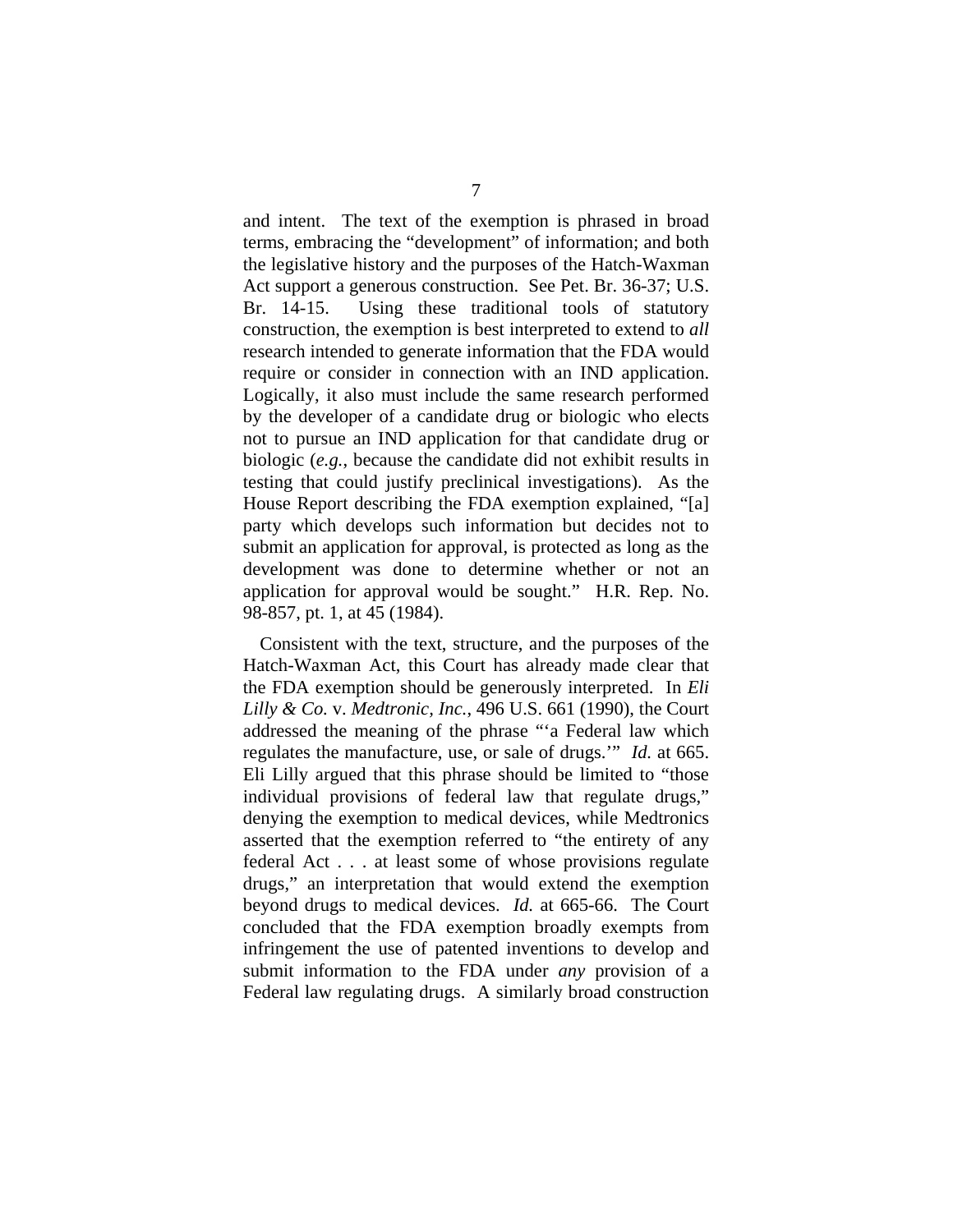and intent. The text of the exemption is phrased in broad terms, embracing the "development" of information; and both the legislative history and the purposes of the Hatch-Waxman Act support a generous construction. See Pet. Br. 36-37; U.S. Br. 14-15. Using these traditional tools of statutory construction, the exemption is best interpreted to extend to *all* research intended to generate information that the FDA would require or consider in connection with an IND application. Logically, it also must include the same research performed by the developer of a candidate drug or biologic who elects not to pursue an IND application for that candidate drug or biologic (*e.g.*, because the candidate did not exhibit results in testing that could justify preclinical investigations). As the House Report describing the FDA exemption explained, "[a] party which develops such information but decides not to submit an application for approval, is protected as long as the development was done to determine whether or not an application for approval would be sought." H.R. Rep. No. 98-857, pt. 1, at 45 (1984).

Consistent with the text, structure, and the purposes of the Hatch-Waxman Act, this Court has already made clear that the FDA exemption should be generously interpreted. In *Eli Lilly & Co.* v. *Medtronic, Inc.*, 496 U.S. 661 (1990), the Court addressed the meaning of the phrase "'a Federal law which regulates the manufacture, use, or sale of drugs.'" *Id.* at 665. Eli Lilly argued that this phrase should be limited to "those individual provisions of federal law that regulate drugs," denying the exemption to medical devices, while Medtronics asserted that the exemption referred to "the entirety of any federal Act . . . at least some of whose provisions regulate drugs," an interpretation that would extend the exemption beyond drugs to medical devices. *Id.* at 665-66. The Court concluded that the FDA exemption broadly exempts from infringement the use of patented inventions to develop and submit information to the FDA under *any* provision of a Federal law regulating drugs. A similarly broad construction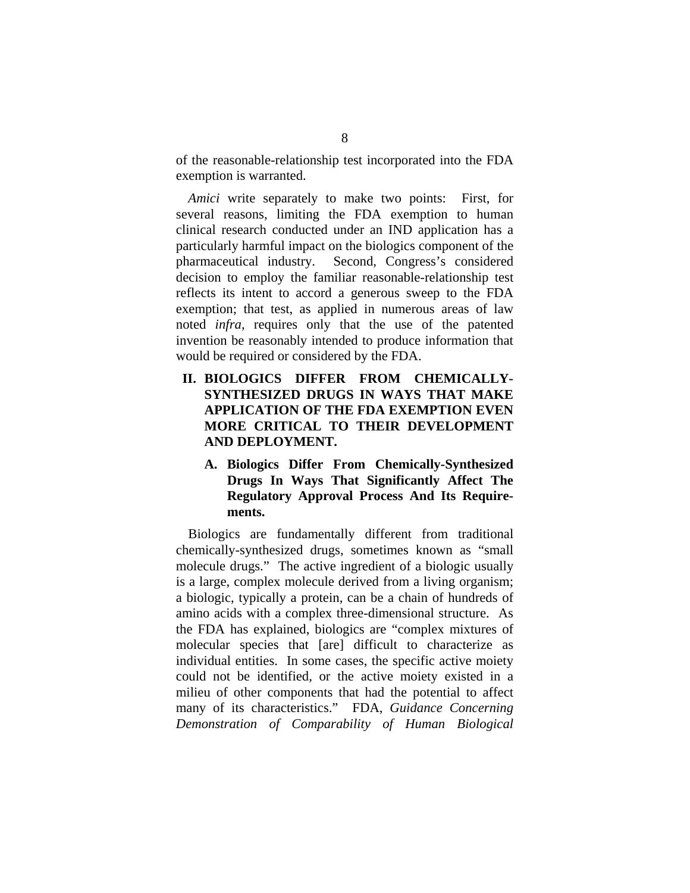of the reasonable-relationship test incorporated into the FDA exemption is warranted.

*Amici* write separately to make two points: First, for several reasons, limiting the FDA exemption to human clinical research conducted under an IND application has a particularly harmful impact on the biologics component of the pharmaceutical industry. Second, Congress's considered decision to employ the familiar reasonable-relationship test reflects its intent to accord a generous sweep to the FDA exemption; that test, as applied in numerous areas of law noted *infra*, requires only that the use of the patented invention be reasonably intended to produce information that would be required or considered by the FDA.

## II. BIOLOGICS DIFFER FROM CHEMICALLY-SYNTHESIZED DRUGS IN WAYS THAT MAKE APPLICATION OF THE FDA EXEMPTION EVEN MORE CRITICAL TO THEIR DEVELOPMENT AND DEPLOYMENT.

### A. Biologics Differ From Chemically-Synthesized Drugs In Ways That Significantly Affect The Regulatory Approval Process And Its Requirements.

Biologics are fundamentally different from traditional chemically-synthesized drugs, sometimes known as "small molecule drugs." The active ingredient of a biologic usually is a large, complex molecule derived from a living organism; a biologic, typically a protein, can be a chain of hundreds of amino acids with a complex three-dimensional structure. As the FDA has explained, biologics are "complex mixtures of molecular species that [are] difficult to characterize as individual entities. In some cases, the specific active moiety could not be identified, or the active moiety existed in a milieu of other components that had the potential to affect many of its characteristics." FDA, *Guidance Concerning Demonstration of Comparability of Human Biological*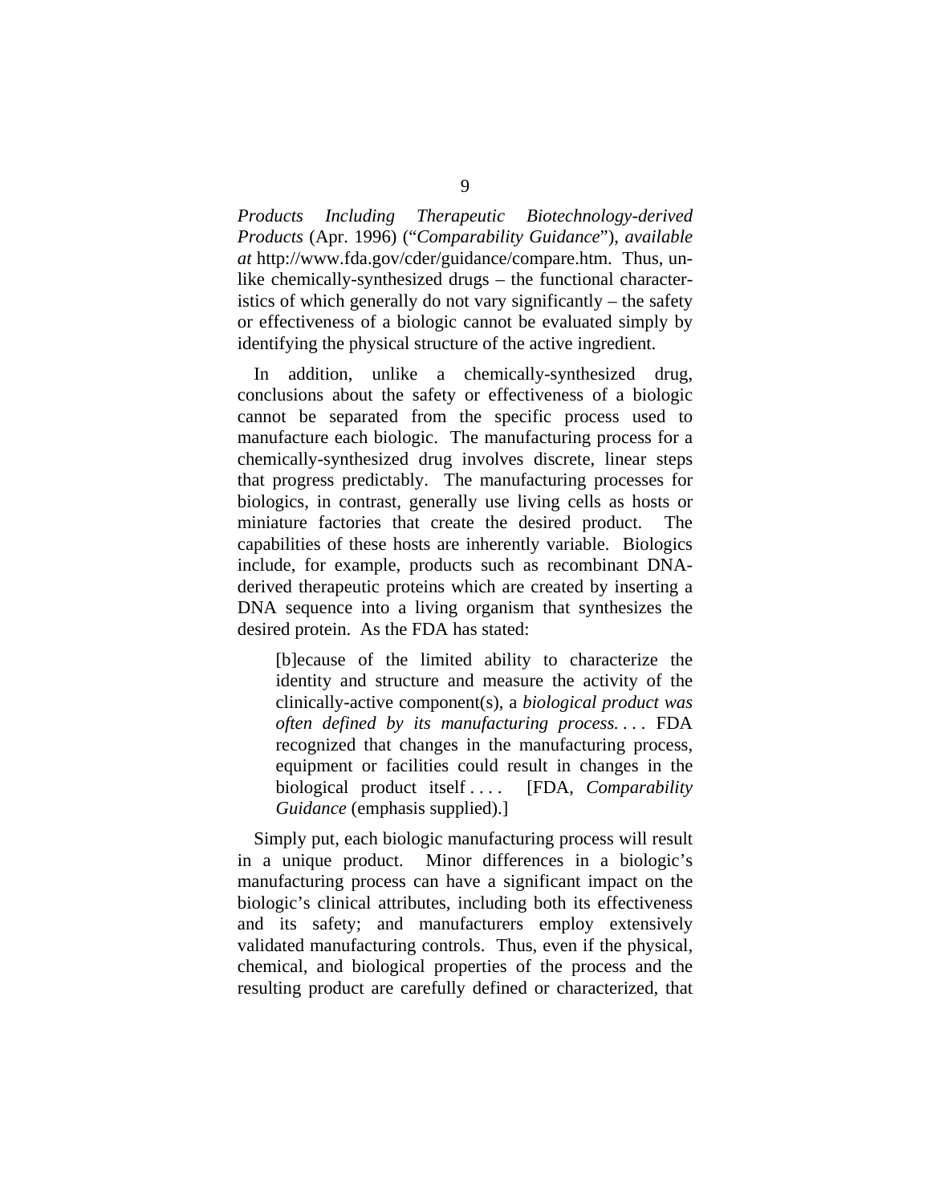*Products Including Therapeutic Biotechnology-derived Products* (Apr. 1996) ("*Comparability Guidance*"), *available at* http://www.fda.gov/cder/guidance/compare.htm. Thus, unlike chemically-synthesized drugs – the functional characteristics of which generally do not vary significantly – the safety or effectiveness of a biologic cannot be evaluated simply by identifying the physical structure of the active ingredient.

In addition, unlike a chemically-synthesized drug, conclusions about the safety or effectiveness of a biologic cannot be separated from the specific process used to manufacture each biologic. The manufacturing process for a chemically-synthesized drug involves discrete, linear steps that progress predictably. The manufacturing processes for biologics, in contrast, generally use living cells as hosts or miniature factories that create the desired product. The capabilities of these hosts are inherently variable. Biologics include, for example, products such as recombinant DNA-derived therapeutic proteins which are created by inserting a DNA sequence into a living organism that synthesizes the desired protein. As the FDA has stated:

> [b]ecause of the limited ability to characterize the identity and structure and measure the activity of the clinically-active component(s), a *biological product was often defined by its manufacturing process.* . . . FDA recognized that changes in the manufacturing process, equipment or facilities could result in changes in the biological product itself . . . . [FDA, *Comparability Guidance* (emphasis supplied).]

Simply put, each biologic manufacturing process will result in a unique product. Minor differences in a biologic's manufacturing process can have a significant impact on the biologic's clinical attributes, including both its effectiveness and its safety; and manufacturers employ extensively validated manufacturing controls. Thus, even if the physical, chemical, and biological properties of the process and the resulting product are carefully defined or characterized, that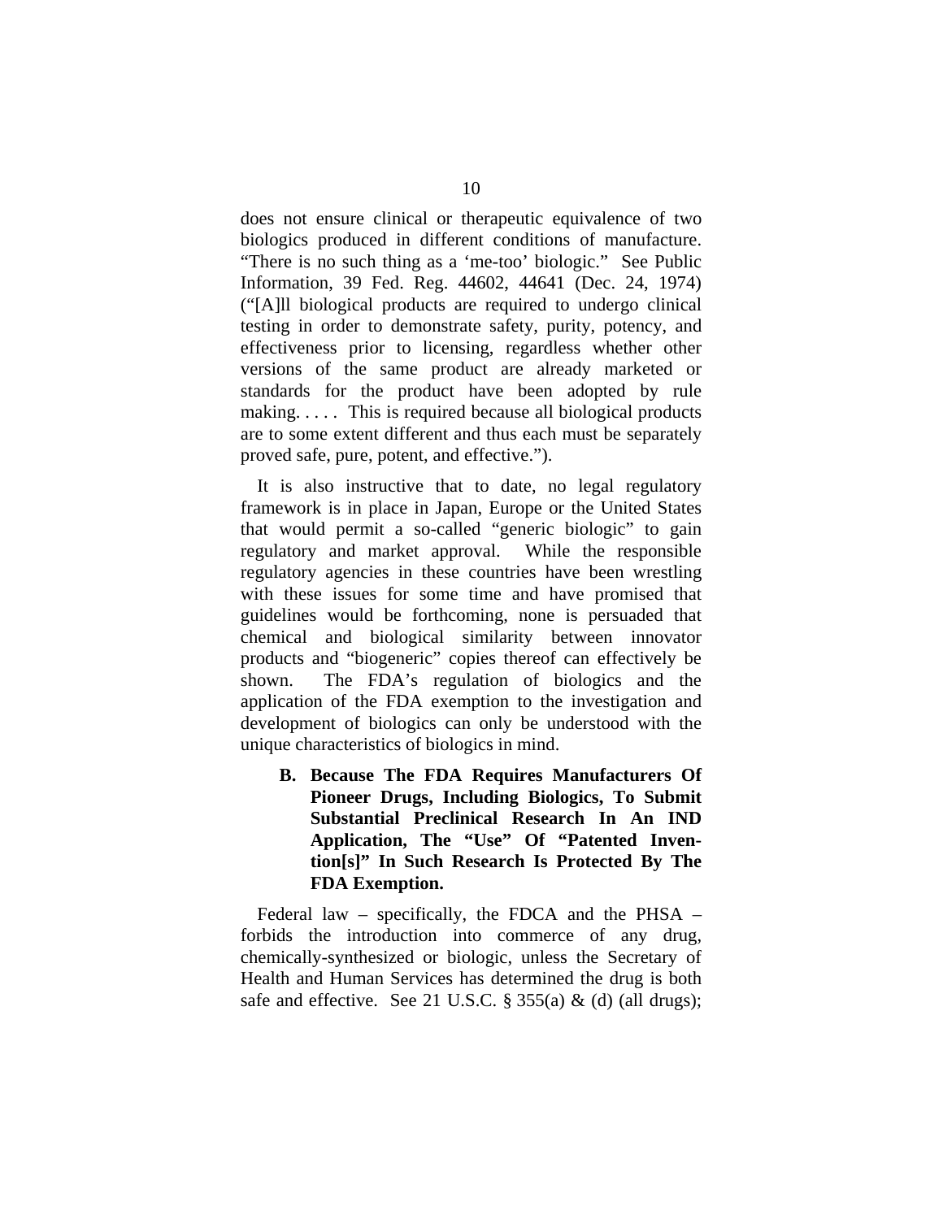does not ensure clinical or therapeutic equivalence of two biologics produced in different conditions of manufacture. "There is no such thing as a 'me-too' biologic." See Public Information, 39 Fed. Reg. 44602, 44641 (Dec. 24, 1974) ("[A]ll biological products are required to undergo clinical testing in order to demonstrate safety, purity, potency, and effectiveness prior to licensing, regardless whether other versions of the same product are already marketed or standards for the product have been adopted by rule making. . . . . This is required because all biological products are to some extent different and thus each must be separately proved safe, pure, potent, and effective.").

It is also instructive that to date, no legal regulatory framework is in place in Japan, Europe or the United States that would permit a so-called "generic biologic" to gain regulatory and market approval. While the responsible regulatory agencies in these countries have been wrestling with these issues for some time and have promised that guidelines would be forthcoming, none is persuaded that chemical and biological similarity between innovator products and "biogeneric" copies thereof can effectively be shown. The FDA's regulation of biologics and the application of the FDA exemption to the investigation and development of biologics can only be understood with the unique characteristics of biologics in mind.

### B. Because The FDA Requires Manufacturers Of Pioneer Drugs, Including Biologics, To Submit Substantial Preclinical Research In An IND Application, The "Use" Of "Patented Invention[s]" In Such Research Is Protected By The FDA Exemption.

Federal law – specifically, the FDCA and the PHSA – forbids the introduction into commerce of any drug, chemically-synthesized or biologic, unless the Secretary of Health and Human Services has determined the drug is both safe and effective. See 21 U.S.C. § 355(a) & (d) (all drugs);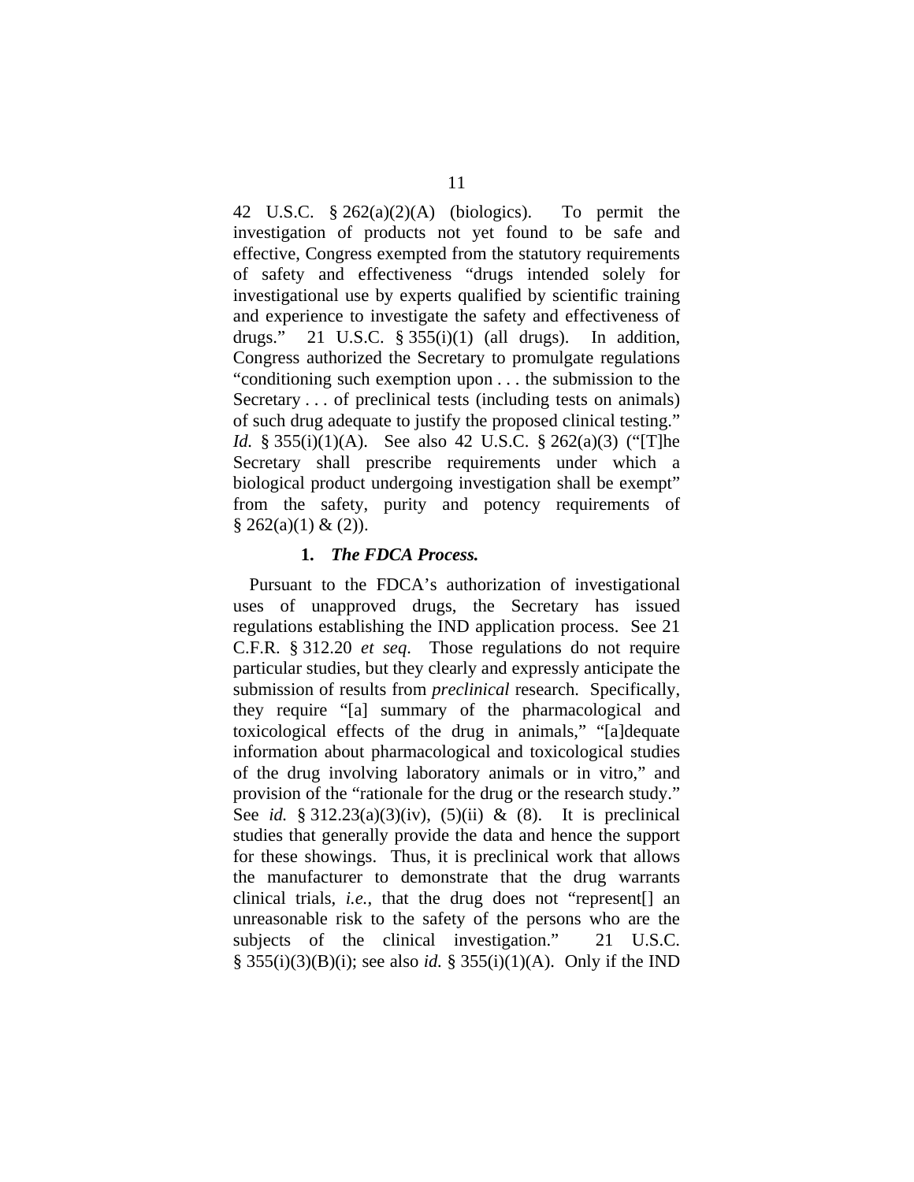42 U.S.C. § 262(a)(2)(A) (biologics). To permit the investigation of products not yet found to be safe and effective, Congress exempted from the statutory requirements of safety and effectiveness "drugs intended solely for investigational use by experts qualified by scientific training and experience to investigate the safety and effectiveness of drugs." 21 U.S.C. § 355(i)(1) (all drugs). In addition, Congress authorized the Secretary to promulgate regulations "conditioning such exemption upon . . . the submission to the Secretary . . . of preclinical tests (including tests on animals) of such drug adequate to justify the proposed clinical testing." *Id.* § 355(i)(1)(A). See also 42 U.S.C. § 262(a)(3) ("[T]he Secretary shall prescribe requirements under which a biological product undergoing investigation shall be exempt" from the safety, purity and potency requirements of § 262(a)(1) & (2)).

### 1. *The FDCA Process.*

Pursuant to the FDCA's authorization of investigational uses of unapproved drugs, the Secretary has issued regulations establishing the IND application process. See 21 C.F.R. § 312.20 *et seq*. Those regulations do not require particular studies, but they clearly and expressly anticipate the submission of results from *preclinical* research. Specifically, they require "[a] summary of the pharmacological and toxicological effects of the drug in animals," "[a]dequate information about pharmacological and toxicological studies of the drug involving laboratory animals or in vitro," and provision of the "rationale for the drug or the research study." See *id.* § 312.23(a)(3)(iv), (5)(ii) & (8). It is preclinical studies that generally provide the data and hence the support for these showings. Thus, it is preclinical work that allows the manufacturer to demonstrate that the drug warrants clinical trials, *i.e.*, that the drug does not "represent[] an unreasonable risk to the safety of the persons who are the subjects of the clinical investigation." 21 U.S.C. § 355(i)(3)(B)(i); see also *id.* § 355(i)(1)(A). Only if the IND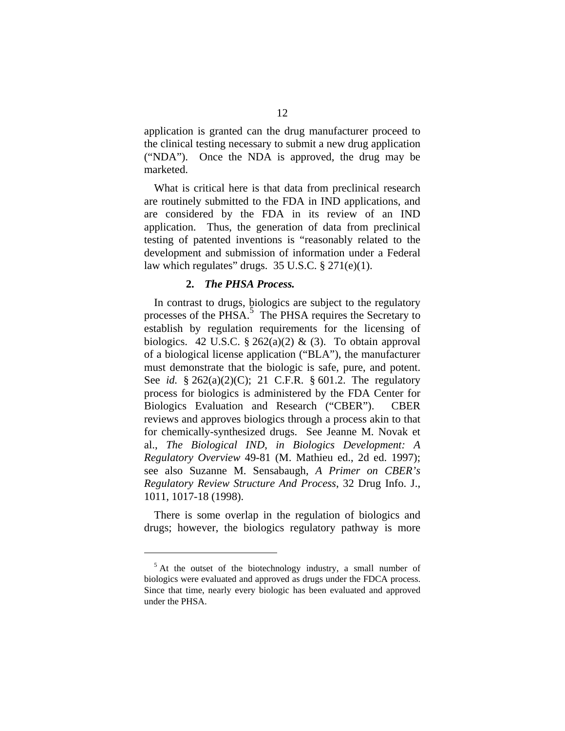application is granted can the drug manufacturer proceed to the clinical testing necessary to submit a new drug application ("NDA"). Once the NDA is approved, the drug may be marketed.

What is critical here is that data from preclinical research are routinely submitted to the FDA in IND applications, and are considered by the FDA in its review of an IND application. Thus, the generation of data from preclinical testing of patented inventions is "reasonably related to the development and submission of information under a Federal law which regulates" drugs. 35 U.S.C. § 271(e)(1).

### 2. *The PHSA Process.*

In contrast to drugs, biologics are subject to the regulatory processes of the PHSA.[5] The PHSA requires the Secretary to establish by regulation requirements for the licensing of biologics. 42 U.S.C. § 262(a)(2) & (3). To obtain approval of a biological license application ("BLA"), the manufacturer must demonstrate that the biologic is safe, pure, and potent. See *id.* § 262(a)(2)(C); 21 C.F.R. § 601.2. The regulatory process for biologics is administered by the FDA Center for Biologics Evaluation and Research ("CBER"). CBER reviews and approves biologics through a process akin to that for chemically-synthesized drugs. See Jeanne M. Novak et al., *The Biological IND, in Biologics Development: A Regulatory Overview* 49-81 (M. Mathieu ed., 2d ed. 1997); see also Suzanne M. Sensabaugh, *A Primer on CBER's Regulatory Review Structure And Process*, 32 Drug Info. J., 1011, 1017-18 (1998).

There is some overlap in the regulation of biologics and drugs; however, the biologics regulatory pathway is more

---

[5] At the outset of the biotechnology industry, a small number of biologics were evaluated and approved as drugs under the FDCA process. Since that time, nearly every biologic has been evaluated and approved under the PHSA.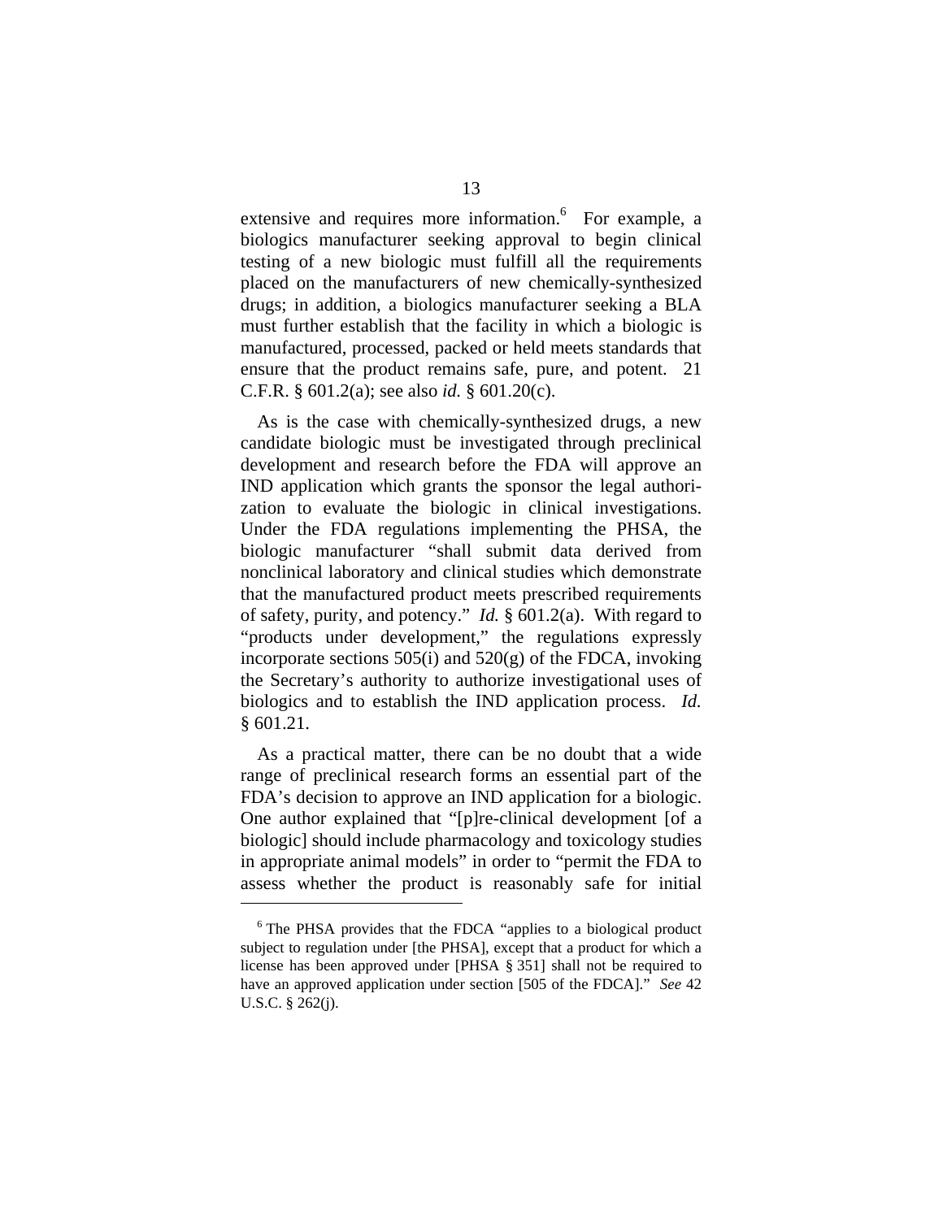extensive and requires more information.[6] For example, a biologics manufacturer seeking approval to begin clinical testing of a new biologic must fulfill all the requirements placed on the manufacturers of new chemically-synthesized drugs; in addition, a biologics manufacturer seeking a BLA must further establish that the facility in which a biologic is manufactured, processed, packed or held meets standards that ensure that the product remains safe, pure, and potent. 21 C.F.R. § 601.2(a); see also *id.* § 601.20(c).

As is the case with chemically-synthesized drugs, a new candidate biologic must be investigated through preclinical development and research before the FDA will approve an IND application which grants the sponsor the legal authorization to evaluate the biologic in clinical investigations. Under the FDA regulations implementing the PHSA, the biologic manufacturer "shall submit data derived from nonclinical laboratory and clinical studies which demonstrate that the manufactured product meets prescribed requirements of safety, purity, and potency." *Id.* § 601.2(a). With regard to "products under development," the regulations expressly incorporate sections 505(i) and 520(g) of the FDCA, invoking the Secretary's authority to authorize investigational uses of biologics and to establish the IND application process. *Id.* § 601.21.

As a practical matter, there can be no doubt that a wide range of preclinical research forms an essential part of the FDA's decision to approve an IND application for a biologic. One author explained that "[p]re-clinical development [of a biologic] should include pharmacology and toxicology studies in appropriate animal models" in order to "permit the FDA to assess whether the product is reasonably safe for initial

---

[6] The PHSA provides that the FDCA "applies to a biological product subject to regulation under [the PHSA], except that a product for which a license has been approved under [PHSA § 351] shall not be required to have an approved application under section [505 of the FDCA]." *See* 42 U.S.C. § 262(j).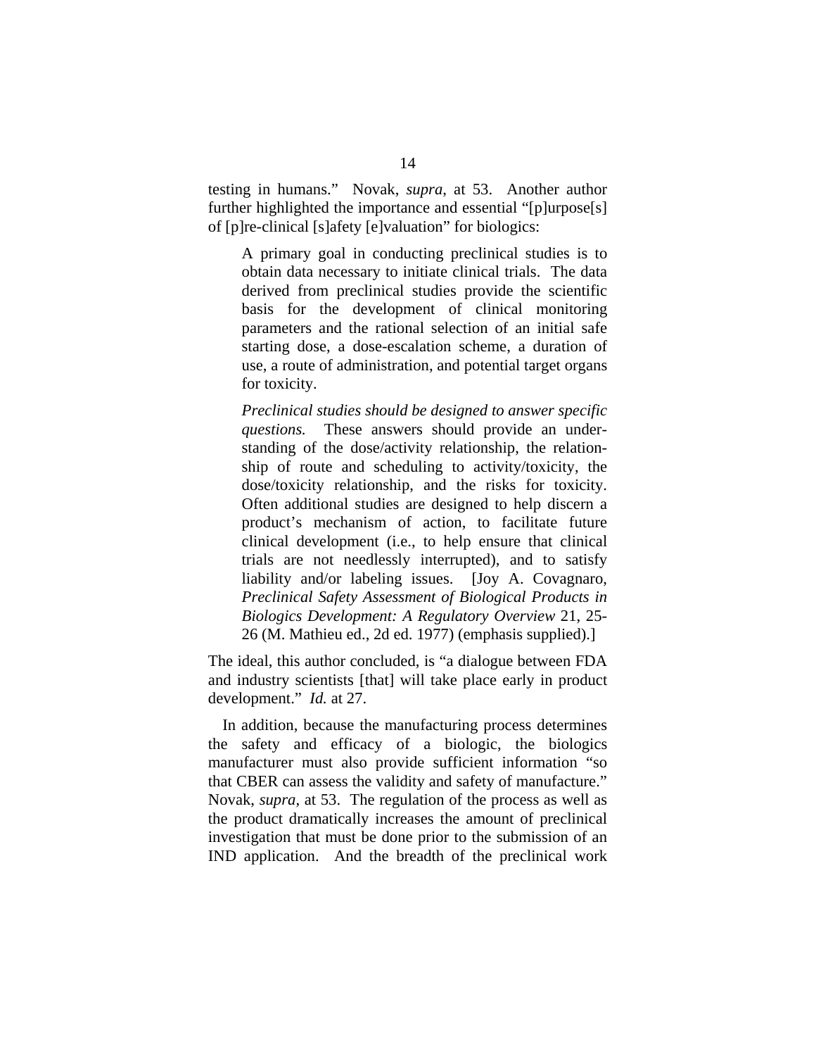testing in humans." Novak, *supra*, at 53. Another author further highlighted the importance and essential "[p]urpose[s] of [p]re-clinical [s]afety [e]valuation" for biologics:

> A primary goal in conducting preclinical studies is to obtain data necessary to initiate clinical trials. The data derived from preclinical studies provide the scientific basis for the development of clinical monitoring parameters and the rational selection of an initial safe starting dose, a dose-escalation scheme, a duration of use, a route of administration, and potential target organs for toxicity.
>
> *Preclinical studies should be designed to answer specific questions.* These answers should provide an understanding of the dose/activity relationship, the relationship of route and scheduling to activity/toxicity, the dose/toxicity relationship, and the risks for toxicity. Often additional studies are designed to help discern a product's mechanism of action, to facilitate future clinical development (i.e., to help ensure that clinical trials are not needlessly interrupted), and to satisfy liability and/or labeling issues. [Joy A. Covagnaro, *Preclinical Safety Assessment of Biological Products in Biologics Development: A Regulatory Overview* 21, 25-26 (M. Mathieu ed., 2d ed. 1977) (emphasis supplied).]

The ideal, this author concluded, is "a dialogue between FDA and industry scientists [that] will take place early in product development." *Id.* at 27.

In addition, because the manufacturing process determines the safety and efficacy of a biologic, the biologics manufacturer must also provide sufficient information "so that CBER can assess the validity and safety of manufacture." Novak, *supra*, at 53. The regulation of the process as well as the product dramatically increases the amount of preclinical investigation that must be done prior to the submission of an IND application. And the breadth of the preclinical work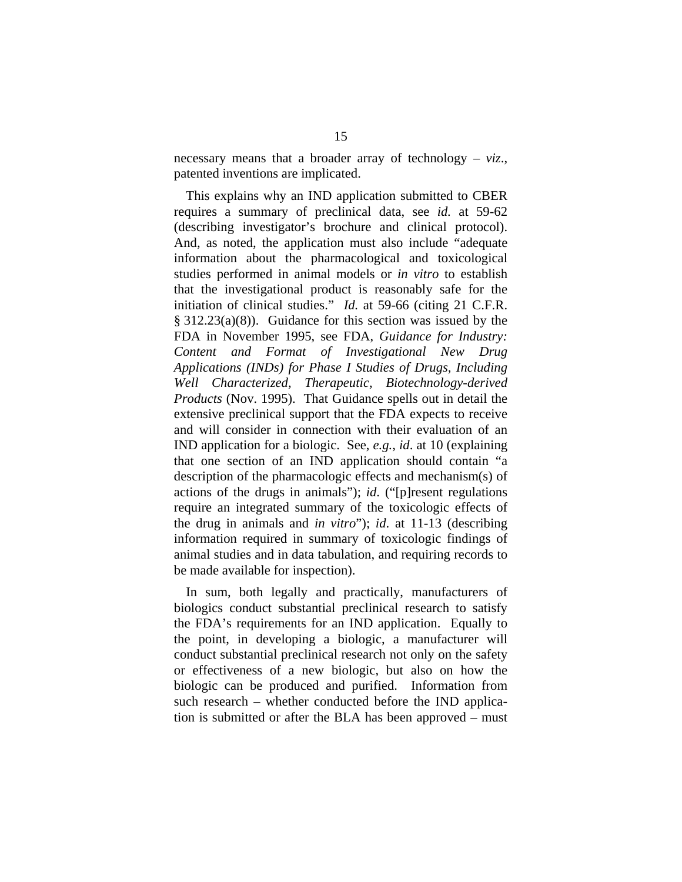necessary means that a broader array of technology – *viz*., patented inventions are implicated.

This explains why an IND application submitted to CBER requires a summary of preclinical data, see *id.* at 59-62 (describing investigator's brochure and clinical protocol). And, as noted, the application must also include "adequate information about the pharmacological and toxicological studies performed in animal models or *in vitro* to establish that the investigational product is reasonably safe for the initiation of clinical studies." *Id.* at 59-66 (citing 21 C.F.R. § 312.23(a)(8)). Guidance for this section was issued by the FDA in November 1995, see FDA, *Guidance for Industry: Content and Format of Investigational New Drug Applications (INDs) for Phase I Studies of Drugs, Including Well Characterized, Therapeutic, Biotechnology-derived Products* (Nov. 1995). That Guidance spells out in detail the extensive preclinical support that the FDA expects to receive and will consider in connection with their evaluation of an IND application for a biologic. See, *e.g.*, *id*. at 10 (explaining that one section of an IND application should contain "a description of the pharmacologic effects and mechanism(s) of actions of the drugs in animals"); *id*. ("[p]resent regulations require an integrated summary of the toxicologic effects of the drug in animals and *in vitro*"); *id*. at 11-13 (describing information required in summary of toxicologic findings of animal studies and in data tabulation, and requiring records to be made available for inspection).

In sum, both legally and practically, manufacturers of biologics conduct substantial preclinical research to satisfy the FDA's requirements for an IND application. Equally to the point, in developing a biologic, a manufacturer will conduct substantial preclinical research not only on the safety or effectiveness of a new biologic, but also on how the biologic can be produced and purified. Information from such research – whether conducted before the IND application is submitted or after the BLA has been approved – must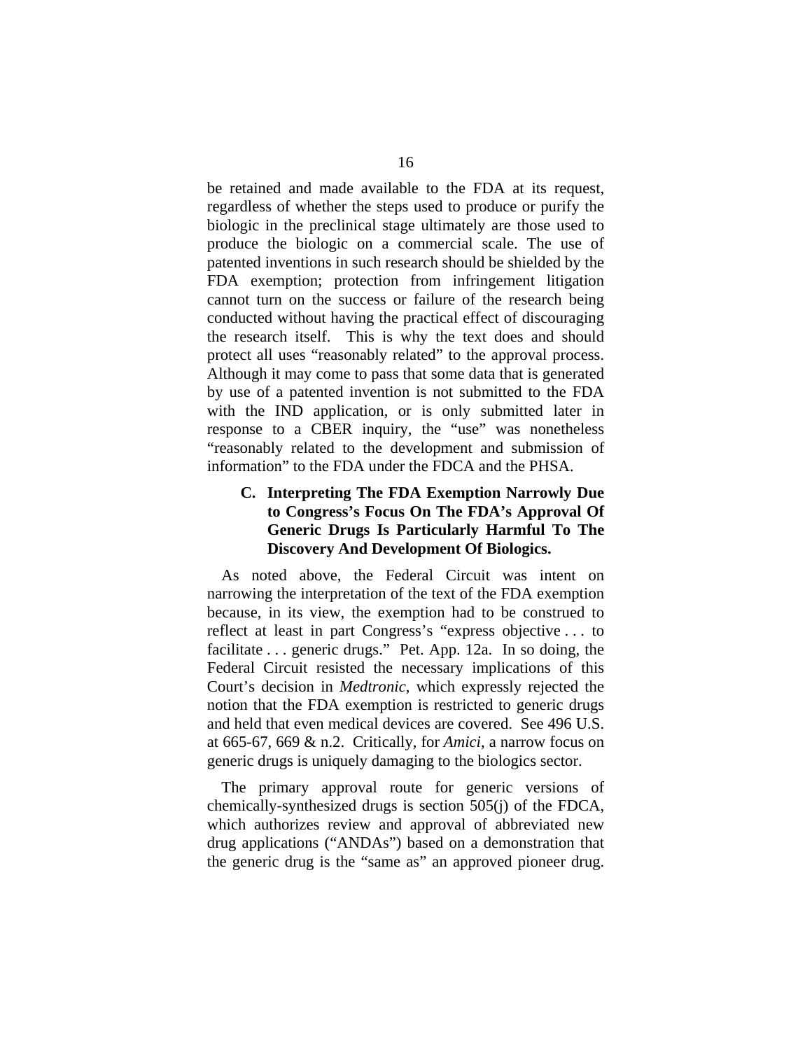be retained and made available to the FDA at its request, regardless of whether the steps used to produce or purify the biologic in the preclinical stage ultimately are those used to produce the biologic on a commercial scale. The use of patented inventions in such research should be shielded by the FDA exemption; protection from infringement litigation cannot turn on the success or failure of the research being conducted without having the practical effect of discouraging the research itself. This is why the text does and should protect all uses "reasonably related" to the approval process. Although it may come to pass that some data that is generated by use of a patented invention is not submitted to the FDA with the IND application, or is only submitted later in response to a CBER inquiry, the "use" was nonetheless "reasonably related to the development and submission of information" to the FDA under the FDCA and the PHSA.

### C. Interpreting The FDA Exemption Narrowly Due to Congress's Focus On The FDA's Approval Of Generic Drugs Is Particularly Harmful To The Discovery And Development Of Biologics.

As noted above, the Federal Circuit was intent on narrowing the interpretation of the text of the FDA exemption because, in its view, the exemption had to be construed to reflect at least in part Congress's "express objective . . . to facilitate . . . generic drugs." Pet. App. 12a. In so doing, the Federal Circuit resisted the necessary implications of this Court's decision in *Medtronic*, which expressly rejected the notion that the FDA exemption is restricted to generic drugs and held that even medical devices are covered. See 496 U.S. at 665-67, 669 & n.2. Critically, for *Amici*, a narrow focus on generic drugs is uniquely damaging to the biologics sector.

The primary approval route for generic versions of chemically-synthesized drugs is section 505(j) of the FDCA, which authorizes review and approval of abbreviated new drug applications ("ANDAs") based on a demonstration that the generic drug is the "same as" an approved pioneer drug.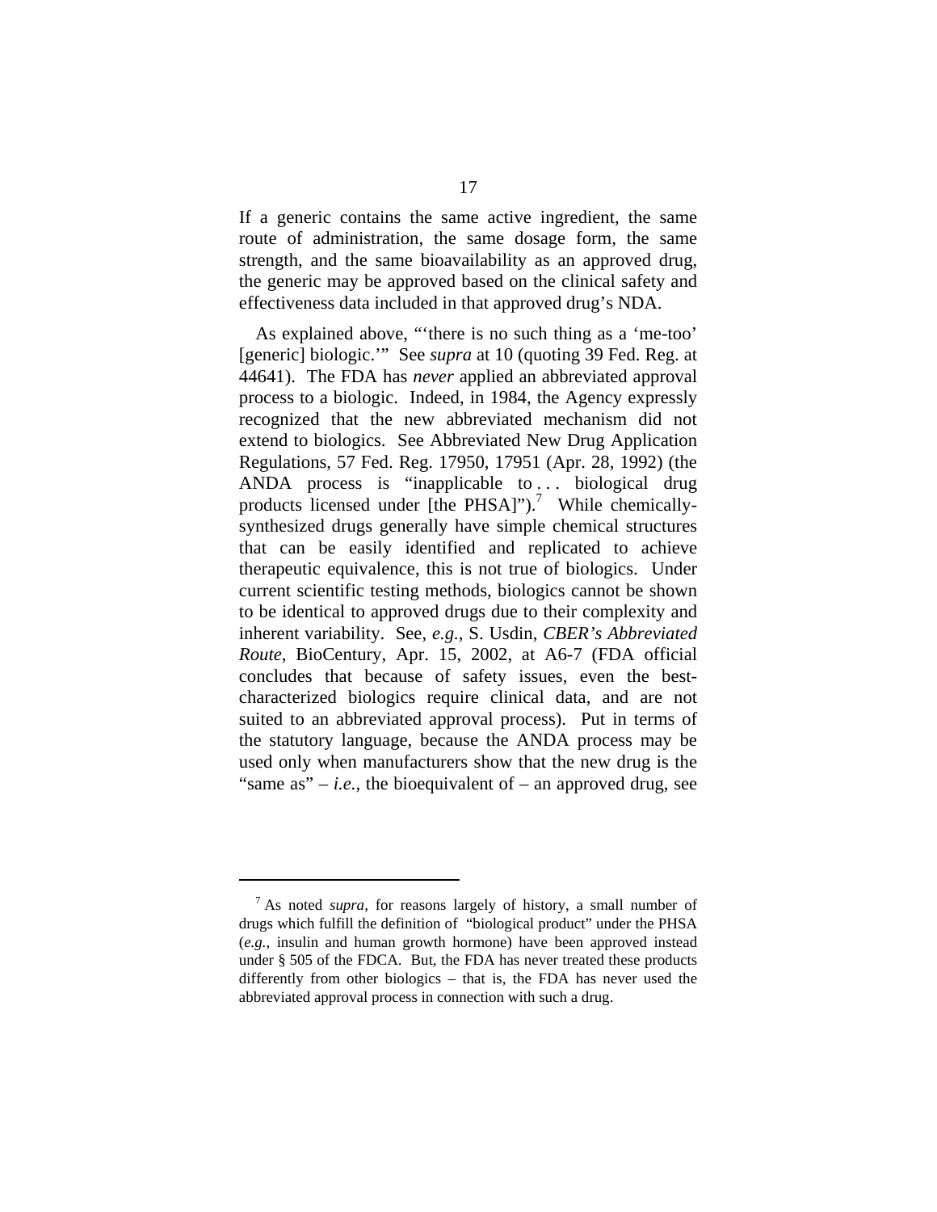If a generic contains the same active ingredient, the same route of administration, the same dosage form, the same strength, and the same bioavailability as an approved drug, the generic may be approved based on the clinical safety and effectiveness data included in that approved drug's NDA.

As explained above, "'there is no such thing as a 'me-too' [generic] biologic.'" See *supra* at 10 (quoting 39 Fed. Reg. at 44641). The FDA has *never* applied an abbreviated approval process to a biologic. Indeed, in 1984, the Agency expressly recognized that the new abbreviated mechanism did not extend to biologics. See Abbreviated New Drug Application Regulations, 57 Fed. Reg. 17950, 17951 (Apr. 28, 1992) (the ANDA process is "inapplicable to . . . biological drug products licensed under [the PHSA]").[7] While chemically-synthesized drugs generally have simple chemical structures that can be easily identified and replicated to achieve therapeutic equivalence, this is not true of biologics. Under current scientific testing methods, biologics cannot be shown to be identical to approved drugs due to their complexity and inherent variability. See, *e.g.*, S. Usdin, *CBER's Abbreviated Route*, BioCentury, Apr. 15, 2002, at A6-7 (FDA official concludes that because of safety issues, even the best-characterized biologics require clinical data, and are not suited to an abbreviated approval process). Put in terms of the statutory language, because the ANDA process may be used only when manufacturers show that the new drug is the "same as" – *i.e.*, the bioequivalent of – an approved drug, see

---

[7] As noted *supra*, for reasons largely of history, a small number of drugs which fulfill the definition of "biological product" under the PHSA (*e.g.*, insulin and human growth hormone) have been approved instead under § 505 of the FDCA. But, the FDA has never treated these products differently from other biologics – that is, the FDA has never used the abbreviated approval process in connection with such a drug.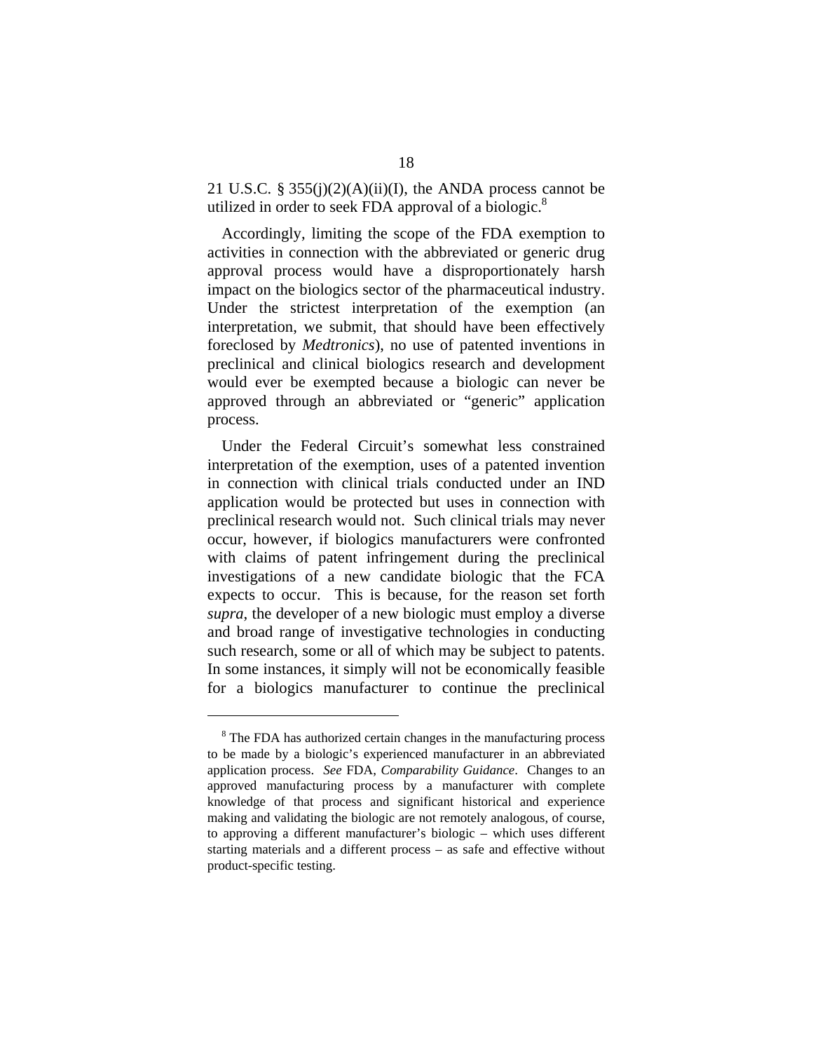21 U.S.C. § 355(j)(2)(A)(ii)(I), the ANDA process cannot be utilized in order to seek FDA approval of a biologic.[8]

Accordingly, limiting the scope of the FDA exemption to activities in connection with the abbreviated or generic drug approval process would have a disproportionately harsh impact on the biologics sector of the pharmaceutical industry. Under the strictest interpretation of the exemption (an interpretation, we submit, that should have been effectively foreclosed by *Medtronics*), no use of patented inventions in preclinical and clinical biologics research and development would ever be exempted because a biologic can never be approved through an abbreviated or "generic" application process.

Under the Federal Circuit's somewhat less constrained interpretation of the exemption, uses of a patented invention in connection with clinical trials conducted under an IND application would be protected but uses in connection with preclinical research would not. Such clinical trials may never occur, however, if biologics manufacturers were confronted with claims of patent infringement during the preclinical investigations of a new candidate biologic that the FCA expects to occur. This is because, for the reason set forth *supra*, the developer of a new biologic must employ a diverse and broad range of investigative technologies in conducting such research, some or all of which may be subject to patents. In some instances, it simply will not be economically feasible for a biologics manufacturer to continue the preclinical

---

[8] The FDA has authorized certain changes in the manufacturing process to be made by a biologic's experienced manufacturer in an abbreviated application process. *See* FDA, *Comparability Guidance*. Changes to an approved manufacturing process by a manufacturer with complete knowledge of that process and significant historical and experience making and validating the biologic are not remotely analogous, of course, to approving a different manufacturer's biologic – which uses different starting materials and a different process – as safe and effective without product-specific testing.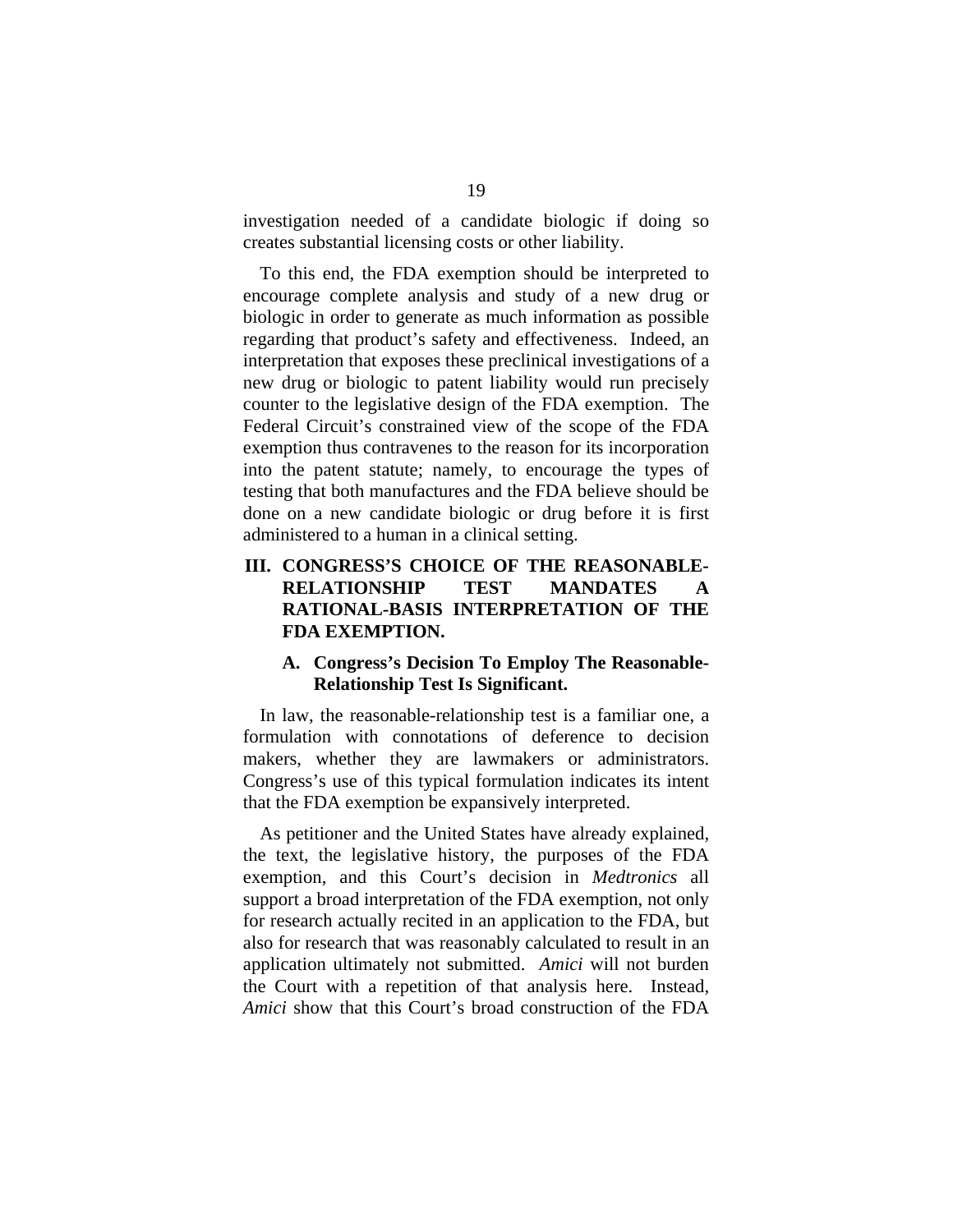investigation needed of a candidate biologic if doing so creates substantial licensing costs or other liability.

To this end, the FDA exemption should be interpreted to encourage complete analysis and study of a new drug or biologic in order to generate as much information as possible regarding that product's safety and effectiveness. Indeed, an interpretation that exposes these preclinical investigations of a new drug or biologic to patent liability would run precisely counter to the legislative design of the FDA exemption. The Federal Circuit's constrained view of the scope of the FDA exemption thus contravenes to the reason for its incorporation into the patent statute; namely, to encourage the types of testing that both manufactures and the FDA believe should be done on a new candidate biologic or drug before it is first administered to a human in a clinical setting.

## III. CONGRESS'S CHOICE OF THE REASONABLE-RELATIONSHIP TEST MANDATES A RATIONAL-BASIS INTERPRETATION OF THE FDA EXEMPTION.

### A. Congress's Decision To Employ The Reasonable-Relationship Test Is Significant.

In law, the reasonable-relationship test is a familiar one, a formulation with connotations of deference to decision makers, whether they are lawmakers or administrators. Congress's use of this typical formulation indicates its intent that the FDA exemption be expansively interpreted.

As petitioner and the United States have already explained, the text, the legislative history, the purposes of the FDA exemption, and this Court's decision in *Medtronics* all support a broad interpretation of the FDA exemption, not only for research actually recited in an application to the FDA, but also for research that was reasonably calculated to result in an application ultimately not submitted. *Amici* will not burden the Court with a repetition of that analysis here. Instead, *Amici* show that this Court's broad construction of the FDA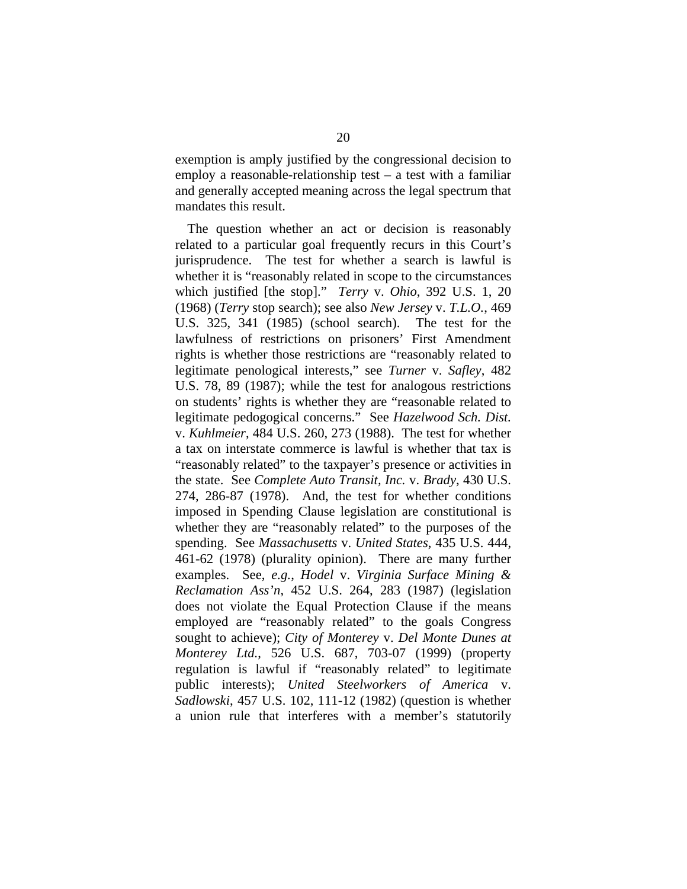exemption is amply justified by the congressional decision to employ a reasonable-relationship test – a test with a familiar and generally accepted meaning across the legal spectrum that mandates this result.

The question whether an act or decision is reasonably related to a particular goal frequently recurs in this Court's jurisprudence. The test for whether a search is lawful is whether it is "reasonably related in scope to the circumstances which justified [the stop]." *Terry* v. *Ohio*, 392 U.S. 1, 20 (1968) (*Terry* stop search); see also *New Jersey* v. *T.L.O.*, 469 U.S. 325, 341 (1985) (school search). The test for the lawfulness of restrictions on prisoners' First Amendment rights is whether those restrictions are "reasonably related to legitimate penological interests," see *Turner* v. *Safley*, 482 U.S. 78, 89 (1987); while the test for analogous restrictions on students' rights is whether they are "reasonable related to legitimate pedogogical concerns." See *Hazelwood Sch. Dist.* v. *Kuhlmeier*, 484 U.S. 260, 273 (1988). The test for whether a tax on interstate commerce is lawful is whether that tax is "reasonably related" to the taxpayer's presence or activities in the state. See *Complete Auto Transit, Inc.* v. *Brady*, 430 U.S. 274, 286-87 (1978). And, the test for whether conditions imposed in Spending Clause legislation are constitutional is whether they are "reasonably related" to the purposes of the spending. See *Massachusetts* v. *United States*, 435 U.S. 444, 461-62 (1978) (plurality opinion). There are many further examples. See, *e.g.*, *Hodel* v. *Virginia Surface Mining & Reclamation Ass'n*, 452 U.S. 264, 283 (1987) (legislation does not violate the Equal Protection Clause if the means employed are "reasonably related" to the goals Congress sought to achieve); *City of Monterey* v. *Del Monte Dunes at Monterey Ltd.*, 526 U.S. 687, 703-07 (1999) (property regulation is lawful if "reasonably related" to legitimate public interests); *United Steelworkers of America* v. *Sadlowski*, 457 U.S. 102, 111-12 (1982) (question is whether a union rule that interferes with a member's statutorily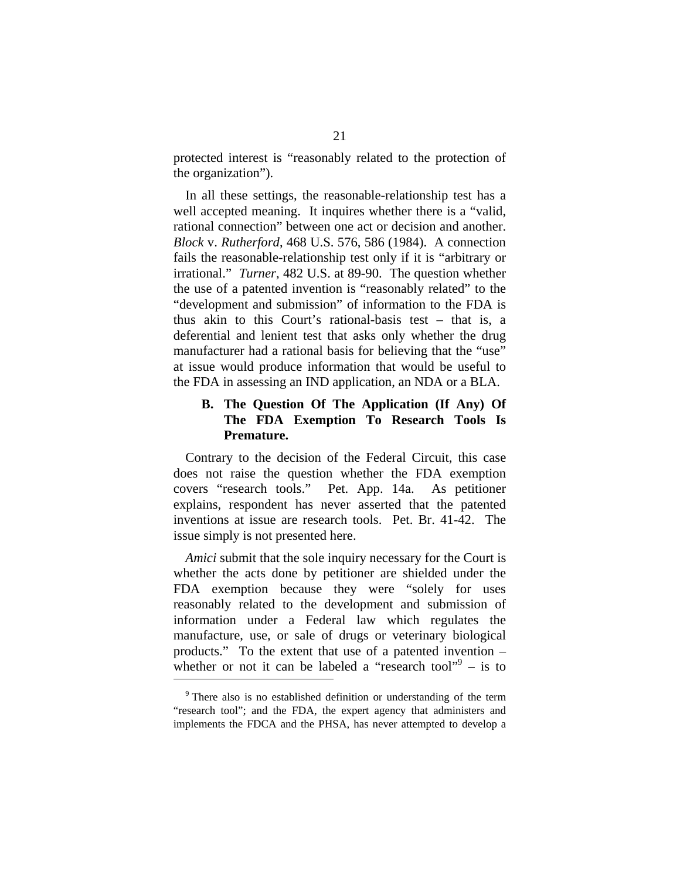protected interest is "reasonably related to the protection of the organization").

In all these settings, the reasonable-relationship test has a well accepted meaning. It inquires whether there is a "valid, rational connection" between one act or decision and another. *Block* v. *Rutherford*, 468 U.S. 576, 586 (1984). A connection fails the reasonable-relationship test only if it is "arbitrary or irrational." *Turner*, 482 U.S. at 89-90. The question whether the use of a patented invention is "reasonably related" to the "development and submission" of information to the FDA is thus akin to this Court's rational-basis test – that is, a deferential and lenient test that asks only whether the drug manufacturer had a rational basis for believing that the "use" at issue would produce information that would be useful to the FDA in assessing an IND application, an NDA or a BLA.

### B. The Question Of The Application (If Any) Of The FDA Exemption To Research Tools Is Premature.

Contrary to the decision of the Federal Circuit, this case does not raise the question whether the FDA exemption covers "research tools." Pet. App. 14a. As petitioner explains, respondent has never asserted that the patented inventions at issue are research tools. Pet. Br. 41-42. The issue simply is not presented here.

*Amici* submit that the sole inquiry necessary for the Court is whether the acts done by petitioner are shielded under the FDA exemption because they were "solely for uses reasonably related to the development and submission of information under a Federal law which regulates the manufacture, use, or sale of drugs or veterinary biological products." To the extent that use of a patented invention – whether or not it can be labeled a "research tool"[9] – is to

[9] There also is no established definition or understanding of the term "research tool"; and the FDA, the expert agency that administers and implements the FDCA and the PHSA, has never attempted to develop a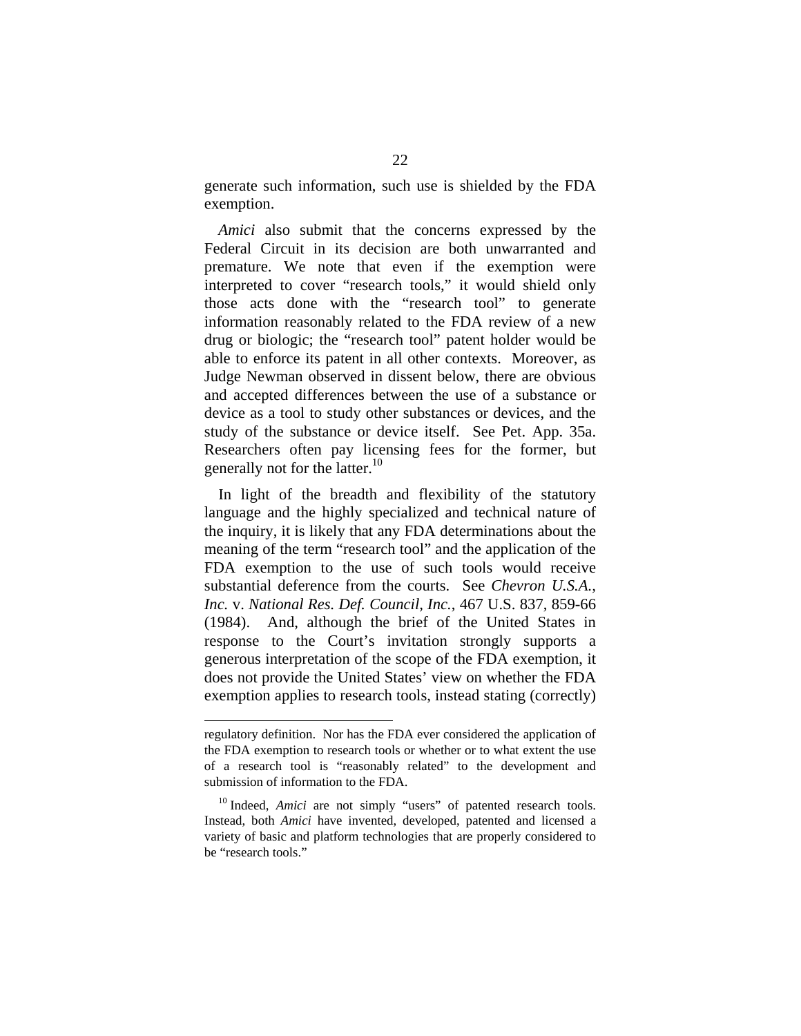generate such information, such use is shielded by the FDA exemption.

*Amici* also submit that the concerns expressed by the Federal Circuit in its decision are both unwarranted and premature. We note that even if the exemption were interpreted to cover "research tools," it would shield only those acts done with the "research tool" to generate information reasonably related to the FDA review of a new drug or biologic; the "research tool" patent holder would be able to enforce its patent in all other contexts. Moreover, as Judge Newman observed in dissent below, there are obvious and accepted differences between the use of a substance or device as a tool to study other substances or devices, and the study of the substance or device itself. See Pet. App. 35a. Researchers often pay licensing fees for the former, but generally not for the latter.[10]

In light of the breadth and flexibility of the statutory language and the highly specialized and technical nature of the inquiry, it is likely that any FDA determinations about the meaning of the term "research tool" and the application of the FDA exemption to the use of such tools would receive substantial deference from the courts. See *Chevron U.S.A., Inc.* v. *National Res. Def. Council, Inc.*, 467 U.S. 837, 859-66 (1984). And, although the brief of the United States in response to the Court's invitation strongly supports a generous interpretation of the scope of the FDA exemption, it does not provide the United States' view on whether the FDA exemption applies to research tools, instead stating (correctly)

---

regulatory definition. Nor has the FDA ever considered the application of the FDA exemption to research tools or whether or to what extent the use of a research tool is "reasonably related" to the development and submission of information to the FDA.

[10] Indeed, *Amici* are not simply "users" of patented research tools. Instead, both *Amici* have invented, developed, patented and licensed a variety of basic and platform technologies that are properly considered to be "research tools."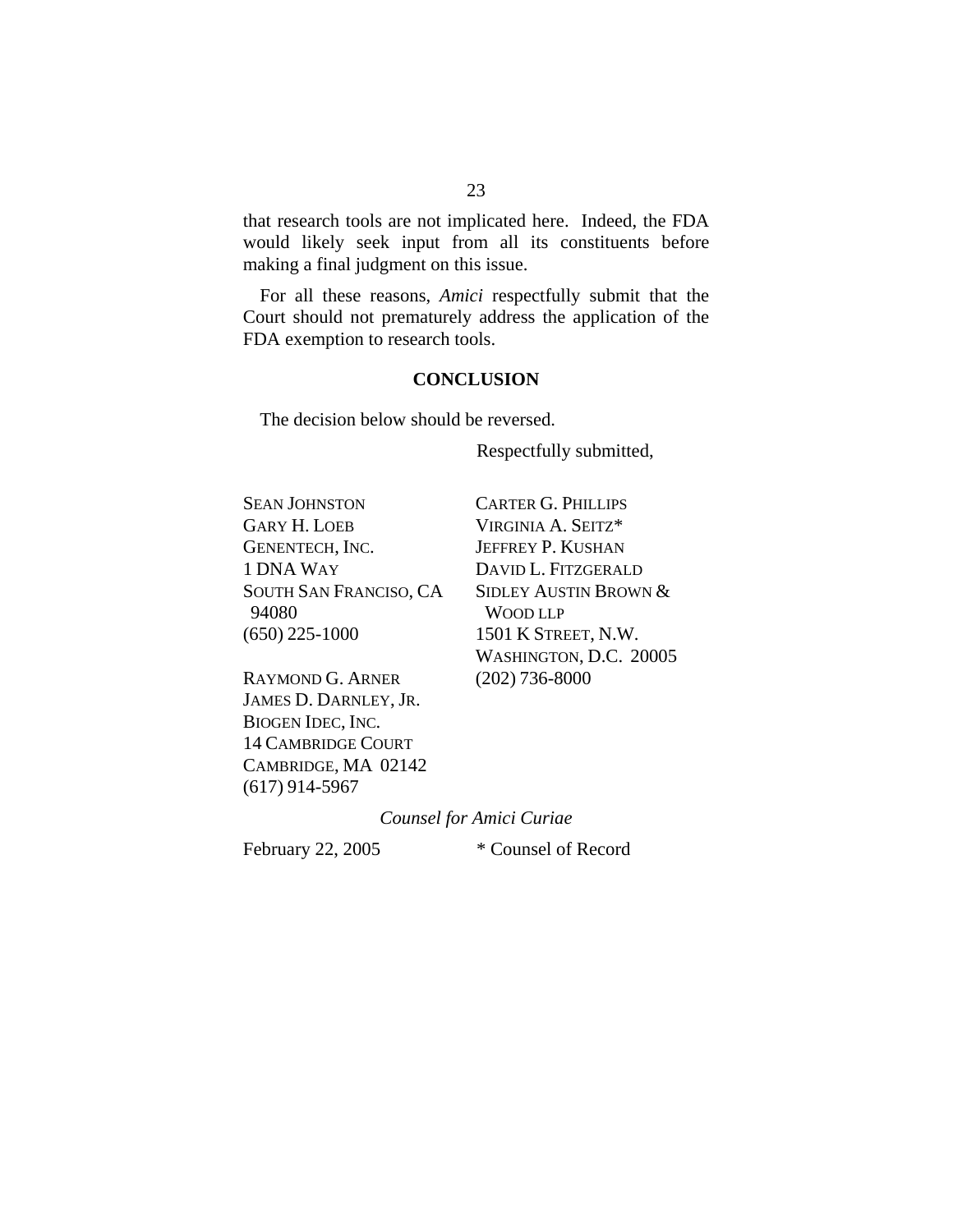that research tools are not implicated here. Indeed, the FDA would likely seek input from all its constituents before making a final judgment on this issue.

For all these reasons, *Amici* respectfully submit that the Court should not prematurely address the application of the FDA exemption to research tools.

## CONCLUSION

The decision below should be reversed.

Respectfully submitted,

SEAN JOHNSTON
GARY H. LOEB
GENENTECH, INC.
1 DNA WAY
SOUTH SAN FRANCISCO, CA 94080
(650) 225-1000

RAYMOND G. ARNER
JAMES D. DARNLEY, JR.
BIOGEN IDEC, INC.
14 CAMBRIDGE COURT
CAMBRIDGE, MA 02142
(617) 914-5967

CARTER G. PHILLIPS
VIRGINIA A. SEITZ*
JEFFREY P. KUSHAN
DAVID L. FITZGERALD
SIDLEY AUSTIN BROWN & WOOD LLP
1501 K STREET, N.W.
WASHINGTON, D.C. 20005
(202) 736-8000

*Counsel for Amici Curiae*

February 22, 2005

* Counsel of Record